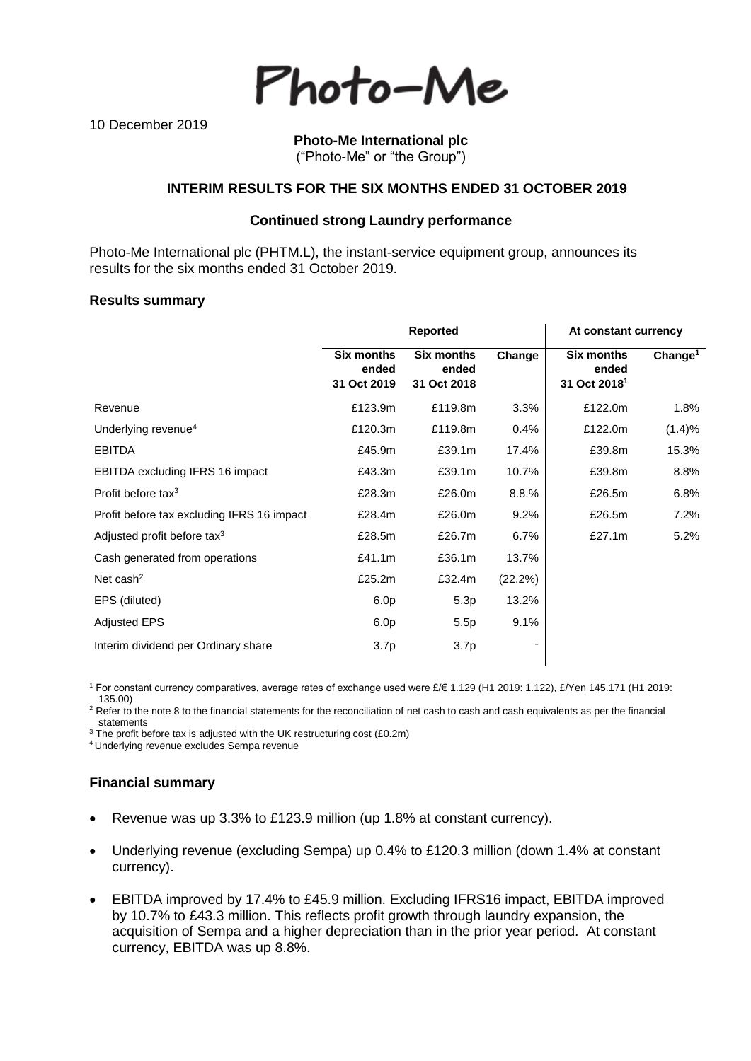Photo-Me

10 December 2019

**Photo-Me International plc**
("Photo-Me" or "the Group")

**INTERIM RESULTS FOR THE SIX MONTHS ENDED 31 OCTOBER 2019**

**Continued strong Laundry performance**

Photo-Me International plc (PHTM.L), the instant-service equipment group, announces its results for the six months ended 31 October 2019.

## Results summary

| | Reported | | | At constant currency | |
|---|---|---|---|---|---|
| | **Six months ended 31 Oct 2019** | **Six months ended 31 Oct 2018** | **Change** | **Six months ended 31 Oct 2018[1]** | **Change[1]** |
| Revenue | £123.9m | £119.8m | 3.3% | £122.0m | 1.8% |
| Underlying revenue[4] | £120.3m | £119.8m | 0.4% | £122.0m | (1.4)% |
| EBITDA | £45.9m | £39.1m | 17.4% | £39.8m | 15.3% |
| EBITDA excluding IFRS 16 impact | £43.3m | £39.1m | 10.7% | £39.8m | 8.8% |
| Profit before tax[3] | £28.3m | £26.0m | 8.8.% | £26.5m | 6.8% |
| Profit before tax excluding IFRS 16 impact | £28.4m | £26.0m | 9.2% | £26.5m | 7.2% |
| Adjusted profit before tax[3] | £28.5m | £26.7m | 6.7% | £27.1m | 5.2% |
| Cash generated from operations | £41.1m | £36.1m | 13.7% | | |
| Net cash[2] | £25.2m | £32.4m | (22.2%) | | |
| EPS (diluted) | 6.0p | 5.3p | 13.2% | | |
| Adjusted EPS | 6.0p | 5.5p | 9.1% | | |
| Interim dividend per Ordinary share | 3.7p | 3.7p | - | | |

[1] For constant currency comparatives, average rates of exchange used were £/€ 1.129 (H1 2019: 1.122), £/Yen 145.171 (H1 2019: 135.00)
[2] Refer to the note 8 to the financial statements for the reconciliation of net cash to cash and cash equivalents as per the financial statements
[3] The profit before tax is adjusted with the UK restructuring cost (£0.2m)
[4] Underlying revenue excludes Sempa revenue

## Financial summary

- Revenue was up 3.3% to £123.9 million (up 1.8% at constant currency).
- Underlying revenue (excluding Sempa) up 0.4% to £120.3 million (down 1.4% at constant currency).
- EBITDA improved by 17.4% to £45.9 million. Excluding IFRS16 impact, EBITDA improved by 10.7% to £43.3 million. This reflects profit growth through laundry expansion, the acquisition of Sempa and a higher depreciation than in the prior year period. At constant currency, EBITDA was up 8.8%.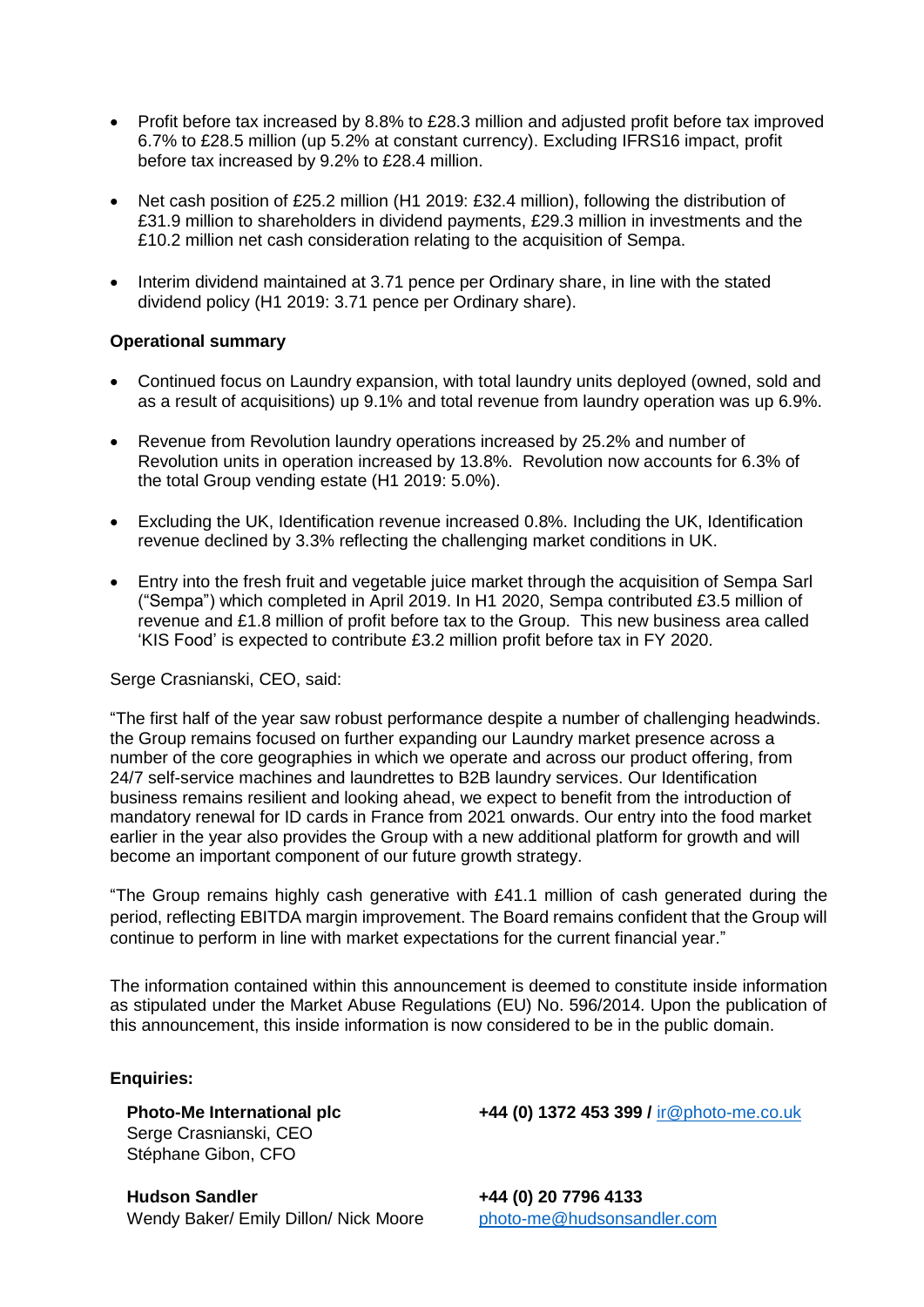- Profit before tax increased by 8.8% to £28.3 million and adjusted profit before tax improved 6.7% to £28.5 million (up 5.2% at constant currency). Excluding IFRS16 impact, profit before tax increased by 9.2% to £28.4 million.
- Net cash position of £25.2 million (H1 2019: £32.4 million), following the distribution of £31.9 million to shareholders in dividend payments, £29.3 million in investments and the £10.2 million net cash consideration relating to the acquisition of Sempa.
- Interim dividend maintained at 3.71 pence per Ordinary share, in line with the stated dividend policy (H1 2019: 3.71 pence per Ordinary share).

**Operational summary**

- Continued focus on Laundry expansion, with total laundry units deployed (owned, sold and as a result of acquisitions) up 9.1% and total revenue from laundry operation was up 6.9%.
- Revenue from Revolution laundry operations increased by 25.2% and number of Revolution units in operation increased by 13.8%. Revolution now accounts for 6.3% of the total Group vending estate (H1 2019: 5.0%).
- Excluding the UK, Identification revenue increased 0.8%. Including the UK, Identification revenue declined by 3.3% reflecting the challenging market conditions in UK.
- Entry into the fresh fruit and vegetable juice market through the acquisition of Sempa Sarl ("Sempa") which completed in April 2019. In H1 2020, Sempa contributed £3.5 million of revenue and £1.8 million of profit before tax to the Group. This new business area called 'KIS Food' is expected to contribute £3.2 million profit before tax in FY 2020.

Serge Crasnianski, CEO, said:

"The first half of the year saw robust performance despite a number of challenging headwinds. the Group remains focused on further expanding our Laundry market presence across a number of the core geographies in which we operate and across our product offering, from 24/7 self-service machines and laundrettes to B2B laundry services. Our Identification business remains resilient and looking ahead, we expect to benefit from the introduction of mandatory renewal for ID cards in France from 2021 onwards. Our entry into the food market earlier in the year also provides the Group with a new additional platform for growth and will become an important component of our future growth strategy.

"The Group remains highly cash generative with £41.1 million of cash generated during the period, reflecting EBITDA margin improvement. The Board remains confident that the Group will continue to perform in line with market expectations for the current financial year."

The information contained within this announcement is deemed to constitute inside information as stipulated under the Market Abuse Regulations (EU) No. 596/2014. Upon the publication of this announcement, this inside information is now considered to be in the public domain.

**Enquiries:**

| | |
|---|---|
| **Photo-Me International plc**<br>Serge Crasnianski, CEO<br>Stéphane Gibon, CFO | **+44 (0) 1372 453 399 /** ir@photo-me.co.uk |
| **Hudson Sandler**<br>Wendy Baker/ Emily Dillon/ Nick Moore | **+44 (0) 20 7796 4133**<br>photo-me@hudsonsandler.com |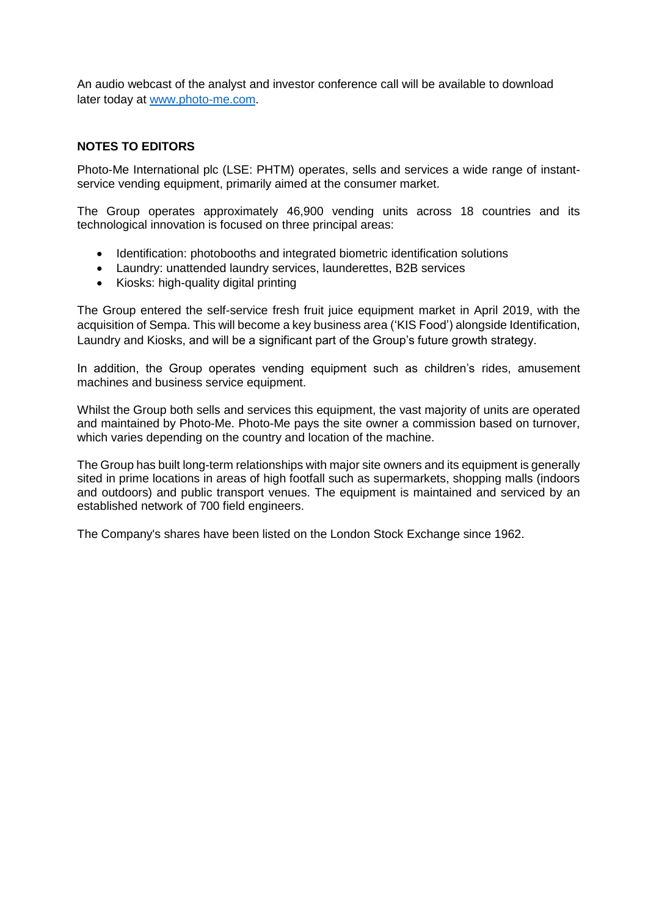An audio webcast of the analyst and investor conference call will be available to download later today at [www.photo-me.com](http://www.photo-me.com).

**NOTES TO EDITORS**

Photo-Me International plc (LSE: PHTM) operates, sells and services a wide range of instant-service vending equipment, primarily aimed at the consumer market.

The Group operates approximately 46,900 vending units across 18 countries and its technological innovation is focused on three principal areas:

- Identification: photobooths and integrated biometric identification solutions
- Laundry: unattended laundry services, launderettes, B2B services
- Kiosks: high-quality digital printing

The Group entered the self-service fresh fruit juice equipment market in April 2019, with the acquisition of Sempa. This will become a key business area ('KIS Food') alongside Identification, Laundry and Kiosks, and will be a significant part of the Group's future growth strategy.

In addition, the Group operates vending equipment such as children's rides, amusement machines and business service equipment.

Whilst the Group both sells and services this equipment, the vast majority of units are operated and maintained by Photo-Me. Photo-Me pays the site owner a commission based on turnover, which varies depending on the country and location of the machine.

The Group has built long-term relationships with major site owners and its equipment is generally sited in prime locations in areas of high footfall such as supermarkets, shopping malls (indoors and outdoors) and public transport venues. The equipment is maintained and serviced by an established network of 700 field engineers.

The Company's shares have been listed on the London Stock Exchange since 1962.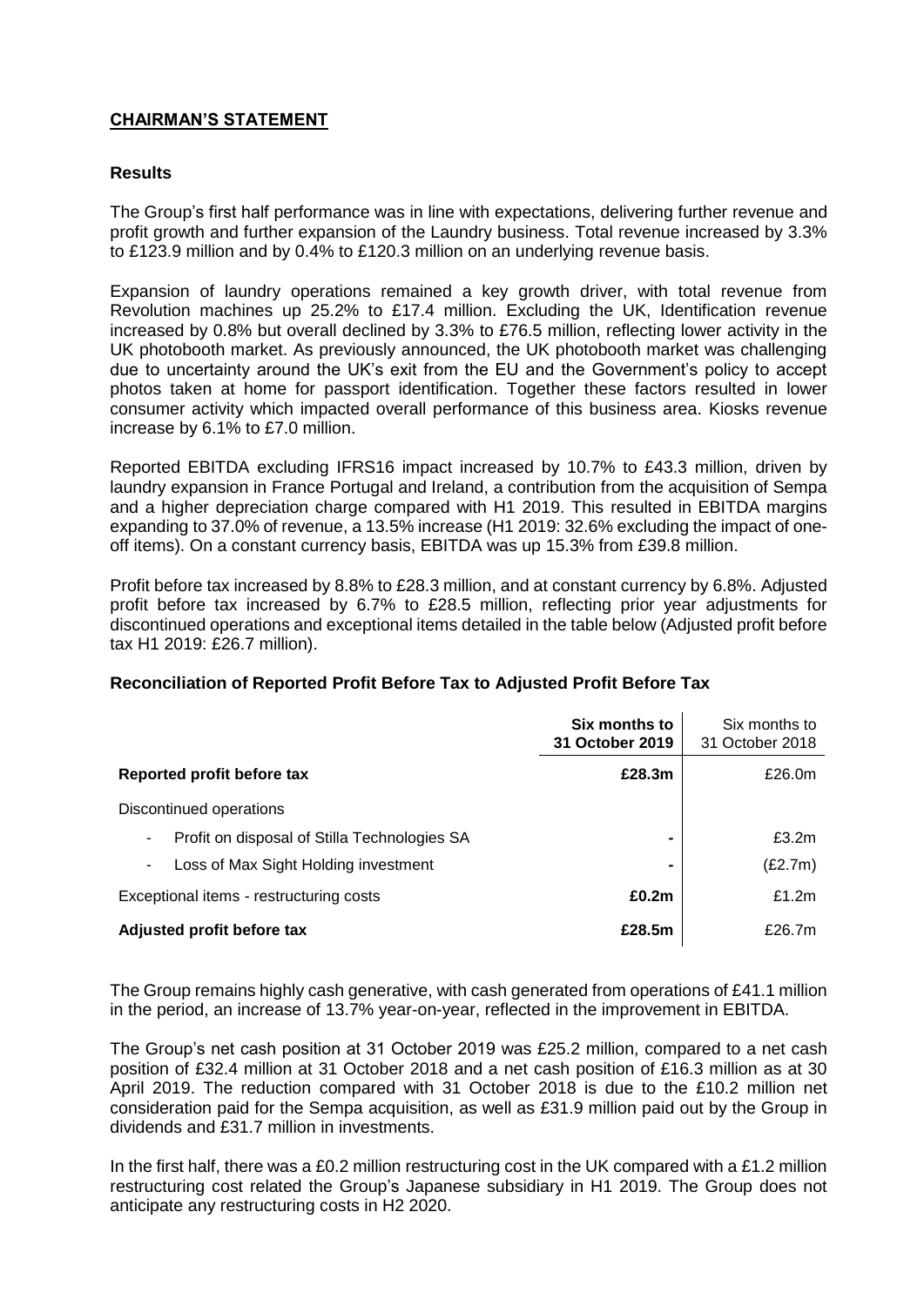## CHAIRMAN'S STATEMENT

### Results

The Group's first half performance was in line with expectations, delivering further revenue and profit growth and further expansion of the Laundry business. Total revenue increased by 3.3% to £123.9 million and by 0.4% to £120.3 million on an underlying revenue basis.

Expansion of laundry operations remained a key growth driver, with total revenue from Revolution machines up 25.2% to £17.4 million. Excluding the UK, Identification revenue increased by 0.8% but overall declined by 3.3% to £76.5 million, reflecting lower activity in the UK photobooth market. As previously announced, the UK photobooth market was challenging due to uncertainty around the UK's exit from the EU and the Government's policy to accept photos taken at home for passport identification. Together these factors resulted in lower consumer activity which impacted overall performance of this business area. Kiosks revenue increase by 6.1% to £7.0 million.

Reported EBITDA excluding IFRS16 impact increased by 10.7% to £43.3 million, driven by laundry expansion in France Portugal and Ireland, a contribution from the acquisition of Sempa and a higher depreciation charge compared with H1 2019. This resulted in EBITDA margins expanding to 37.0% of revenue, a 13.5% increase (H1 2019: 32.6% excluding the impact of one-off items). On a constant currency basis, EBITDA was up 15.3% from £39.8 million.

Profit before tax increased by 8.8% to £28.3 million, and at constant currency by 6.8%. Adjusted profit before tax increased by 6.7% to £28.5 million, reflecting prior year adjustments for discontinued operations and exceptional items detailed in the table below (Adjusted profit before tax H1 2019: £26.7 million).

### Reconciliation of Reported Profit Before Tax to Adjusted Profit Before Tax

| | **Six months to 31 October 2019** | Six months to 31 October 2018 |
|---|---|---|
| **Reported profit before tax** | **£28.3m** | £26.0m |
| Discontinued operations | | |
| - Profit on disposal of Stilla Technologies SA | - | £3.2m |
| - Loss of Max Sight Holding investment | - | (£2.7m) |
| Exceptional items - restructuring costs | **£0.2m** | £1.2m |
| **Adjusted profit before tax** | **£28.5m** | £26.7m |

The Group remains highly cash generative, with cash generated from operations of £41.1 million in the period, an increase of 13.7% year-on-year, reflected in the improvement in EBITDA.

The Group's net cash position at 31 October 2019 was £25.2 million, compared to a net cash position of £32.4 million at 31 October 2018 and a net cash position of £16.3 million as at 30 April 2019. The reduction compared with 31 October 2018 is due to the £10.2 million net consideration paid for the Sempa acquisition, as well as £31.9 million paid out by the Group in dividends and £31.7 million in investments.

In the first half, there was a £0.2 million restructuring cost in the UK compared with a £1.2 million restructuring cost related the Group's Japanese subsidiary in H1 2019. The Group does not anticipate any restructuring costs in H2 2020.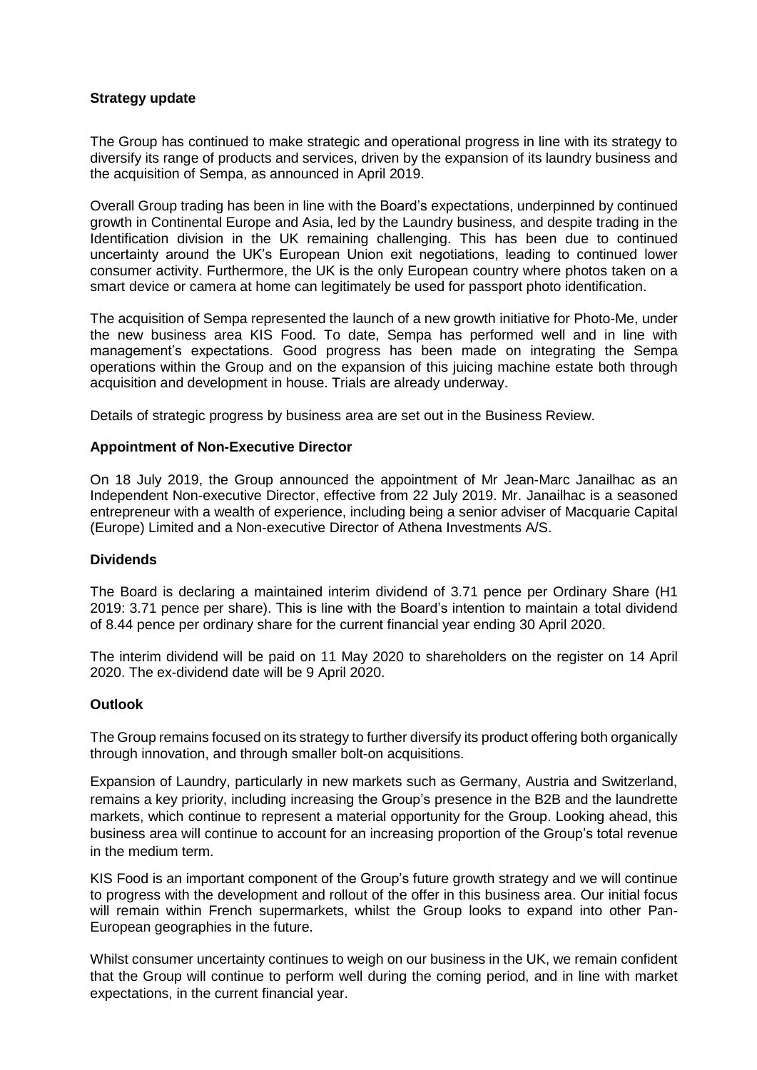**Strategy update**

The Group has continued to make strategic and operational progress in line with its strategy to diversify its range of products and services, driven by the expansion of its laundry business and the acquisition of Sempa, as announced in April 2019.

Overall Group trading has been in line with the Board's expectations, underpinned by continued growth in Continental Europe and Asia, led by the Laundry business, and despite trading in the Identification division in the UK remaining challenging. This has been due to continued uncertainty around the UK's European Union exit negotiations, leading to continued lower consumer activity. Furthermore, the UK is the only European country where photos taken on a smart device or camera at home can legitimately be used for passport photo identification.

The acquisition of Sempa represented the launch of a new growth initiative for Photo-Me, under the new business area KIS Food. To date, Sempa has performed well and in line with management's expectations. Good progress has been made on integrating the Sempa operations within the Group and on the expansion of this juicing machine estate both through acquisition and development in house. Trials are already underway.

Details of strategic progress by business area are set out in the Business Review.

**Appointment of Non-Executive Director**

On 18 July 2019, the Group announced the appointment of Mr Jean-Marc Janailhac as an Independent Non-executive Director, effective from 22 July 2019. Mr. Janailhac is a seasoned entrepreneur with a wealth of experience, including being a senior adviser of Macquarie Capital (Europe) Limited and a Non-executive Director of Athena Investments A/S.

**Dividends**

The Board is declaring a maintained interim dividend of 3.71 pence per Ordinary Share (H1 2019: 3.71 pence per share). This is line with the Board's intention to maintain a total dividend of 8.44 pence per ordinary share for the current financial year ending 30 April 2020.

The interim dividend will be paid on 11 May 2020 to shareholders on the register on 14 April 2020. The ex-dividend date will be 9 April 2020.

**Outlook**

The Group remains focused on its strategy to further diversify its product offering both organically through innovation, and through smaller bolt-on acquisitions.

Expansion of Laundry, particularly in new markets such as Germany, Austria and Switzerland, remains a key priority, including increasing the Group's presence in the B2B and the laundrette markets, which continue to represent a material opportunity for the Group. Looking ahead, this business area will continue to account for an increasing proportion of the Group's total revenue in the medium term.

KIS Food is an important component of the Group's future growth strategy and we will continue to progress with the development and rollout of the offer in this business area. Our initial focus will remain within French supermarkets, whilst the Group looks to expand into other Pan-European geographies in the future.

Whilst consumer uncertainty continues to weigh on our business in the UK, we remain confident that the Group will continue to perform well during the coming period, and in line with market expectations, in the current financial year.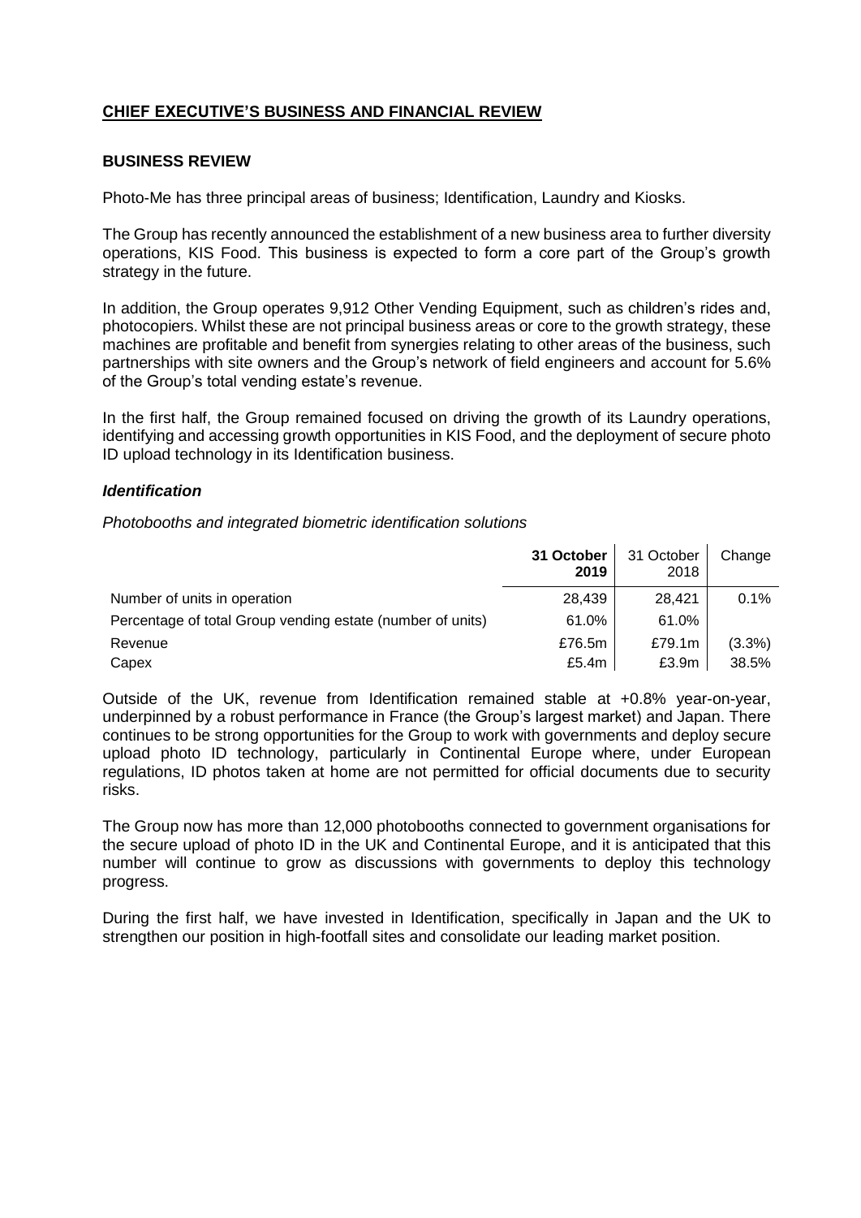## CHIEF EXECUTIVE'S BUSINESS AND FINANCIAL REVIEW

### BUSINESS REVIEW

Photo-Me has three principal areas of business; Identification, Laundry and Kiosks.

The Group has recently announced the establishment of a new business area to further diversity operations, KIS Food. This business is expected to form a core part of the Group's growth strategy in the future.

In addition, the Group operates 9,912 Other Vending Equipment, such as children's rides and, photocopiers. Whilst these are not principal business areas or core to the growth strategy, these machines are profitable and benefit from synergies relating to other areas of the business, such partnerships with site owners and the Group's network of field engineers and account for 5.6% of the Group's total vending estate's revenue.

In the first half, the Group remained focused on driving the growth of its Laundry operations, identifying and accessing growth opportunities in KIS Food, and the deployment of secure photo ID upload technology in its Identification business.

#### *Identification*

*Photobooths and integrated biometric identification solutions*

| | **31 October 2019** | 31 October 2018 | Change |
|---|---|---|---|
| Number of units in operation | 28,439 | 28,421 | 0.1% |
| Percentage of total Group vending estate (number of units) | 61.0% | 61.0% | |
| Revenue | £76.5m | £79.1m | (3.3%) |
| Capex | £5.4m | £3.9m | 38.5% |

Outside of the UK, revenue from Identification remained stable at +0.8% year-on-year, underpinned by a robust performance in France (the Group's largest market) and Japan. There continues to be strong opportunities for the Group to work with governments and deploy secure upload photo ID technology, particularly in Continental Europe where, under European regulations, ID photos taken at home are not permitted for official documents due to security risks.

The Group now has more than 12,000 photobooths connected to government organisations for the secure upload of photo ID in the UK and Continental Europe, and it is anticipated that this number will continue to grow as discussions with governments to deploy this technology progress.

During the first half, we have invested in Identification, specifically in Japan and the UK to strengthen our position in high-footfall sites and consolidate our leading market position.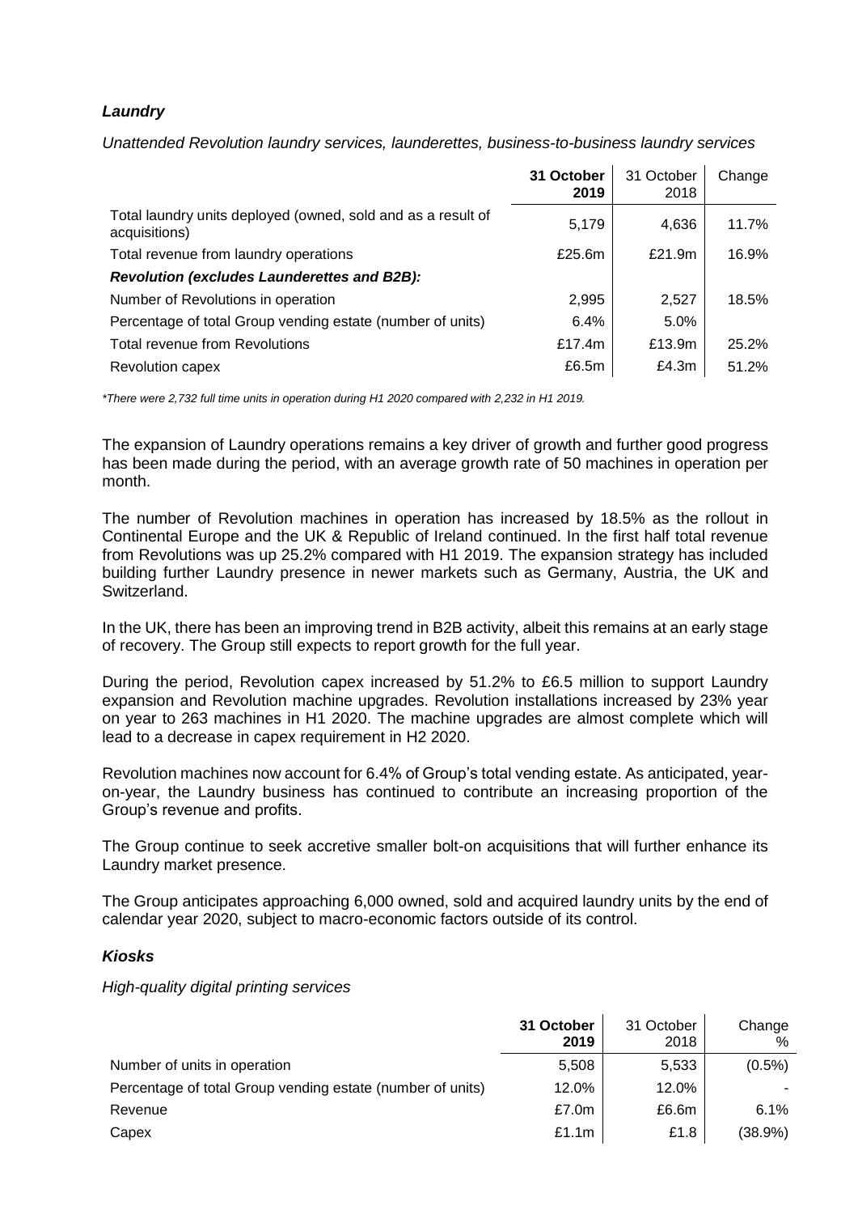### *Laundry*

*Unattended Revolution laundry services, launderettes, business-to-business laundry services*

| | **31 October 2019** | 31 October 2018 | Change |
|---|---|---|---|
| Total laundry units deployed (owned, sold and as a result of acquisitions) | 5,179 | 4,636 | 11.7% |
| Total revenue from laundry operations | £25.6m | £21.9m | 16.9% |
| ***Revolution (excludes Launderettes and B2B):*** | | | |
| Number of Revolutions in operation | 2,995 | 2,527 | 18.5% |
| Percentage of total Group vending estate (number of units) | 6.4% | 5.0% | |
| Total revenue from Revolutions | £17.4m | £13.9m | 25.2% |
| Revolution capex | £6.5m | £4.3m | 51.2% |

*\*There were 2,732 full time units in operation during H1 2020 compared with 2,232 in H1 2019.*

The expansion of Laundry operations remains a key driver of growth and further good progress has been made during the period, with an average growth rate of 50 machines in operation per month.

The number of Revolution machines in operation has increased by 18.5% as the rollout in Continental Europe and the UK & Republic of Ireland continued. In the first half total revenue from Revolutions was up 25.2% compared with H1 2019. The expansion strategy has included building further Laundry presence in newer markets such as Germany, Austria, the UK and Switzerland.

In the UK, there has been an improving trend in B2B activity, albeit this remains at an early stage of recovery. The Group still expects to report growth for the full year.

During the period, Revolution capex increased by 51.2% to £6.5 million to support Laundry expansion and Revolution machine upgrades. Revolution installations increased by 23% year on year to 263 machines in H1 2020. The machine upgrades are almost complete which will lead to a decrease in capex requirement in H2 2020.

Revolution machines now account for 6.4% of Group's total vending estate. As anticipated, year-on-year, the Laundry business has continued to contribute an increasing proportion of the Group's revenue and profits.

The Group continue to seek accretive smaller bolt-on acquisitions that will further enhance its Laundry market presence.

The Group anticipates approaching 6,000 owned, sold and acquired laundry units by the end of calendar year 2020, subject to macro-economic factors outside of its control.

### *Kiosks*

*High-quality digital printing services*

| | **31 October 2019** | 31 October 2018 | Change % |
|---|---|---|---|
| Number of units in operation | 5,508 | 5,533 | (0.5%) |
| Percentage of total Group vending estate (number of units) | 12.0% | 12.0% | - |
| Revenue | £7.0m | £6.6m | 6.1% |
| Capex | £1.1m | £1.8 | (38.9%) |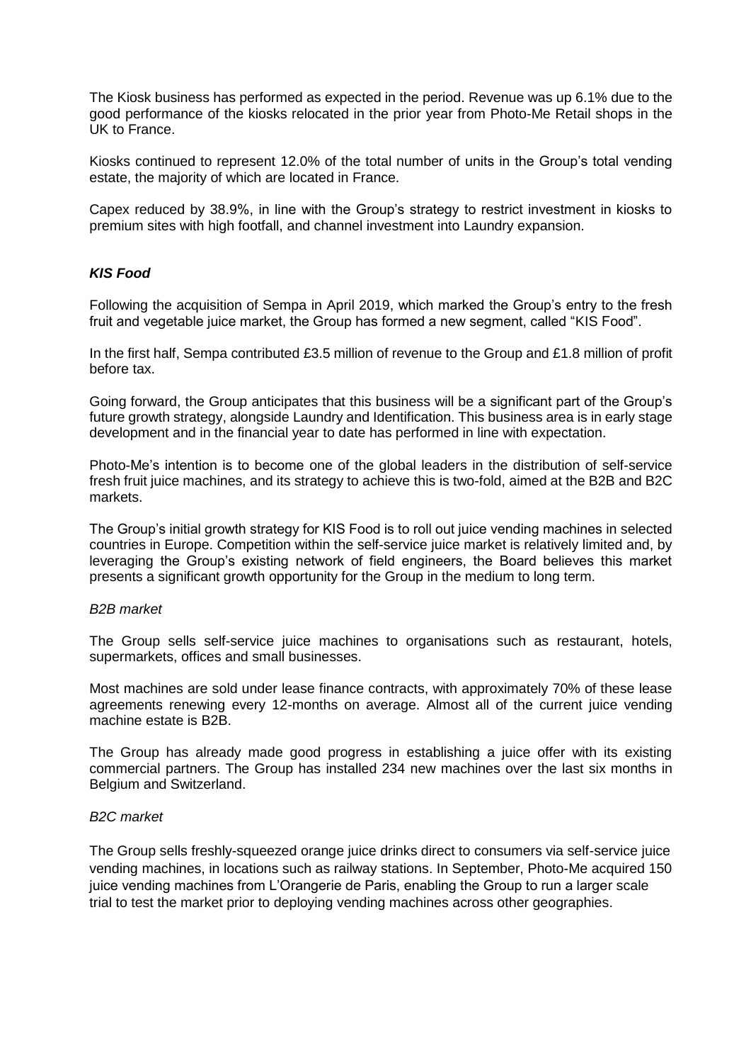The Kiosk business has performed as expected in the period. Revenue was up 6.1% due to the good performance of the kiosks relocated in the prior year from Photo-Me Retail shops in the UK to France.

Kiosks continued to represent 12.0% of the total number of units in the Group's total vending estate, the majority of which are located in France.

Capex reduced by 38.9%, in line with the Group's strategy to restrict investment in kiosks to premium sites with high footfall, and channel investment into Laundry expansion.

***KIS Food***

Following the acquisition of Sempa in April 2019, which marked the Group's entry to the fresh fruit and vegetable juice market, the Group has formed a new segment, called "KIS Food".

In the first half, Sempa contributed £3.5 million of revenue to the Group and £1.8 million of profit before tax.

Going forward, the Group anticipates that this business will be a significant part of the Group's future growth strategy, alongside Laundry and Identification. This business area is in early stage development and in the financial year to date has performed in line with expectation.

Photo-Me's intention is to become one of the global leaders in the distribution of self-service fresh fruit juice machines, and its strategy to achieve this is two-fold, aimed at the B2B and B2C markets.

The Group's initial growth strategy for KIS Food is to roll out juice vending machines in selected countries in Europe. Competition within the self-service juice market is relatively limited and, by leveraging the Group's existing network of field engineers, the Board believes this market presents a significant growth opportunity for the Group in the medium to long term.

*B2B market*

The Group sells self-service juice machines to organisations such as restaurant, hotels, supermarkets, offices and small businesses.

Most machines are sold under lease finance contracts, with approximately 70% of these lease agreements renewing every 12-months on average. Almost all of the current juice vending machine estate is B2B.

The Group has already made good progress in establishing a juice offer with its existing commercial partners. The Group has installed 234 new machines over the last six months in Belgium and Switzerland.

*B2C market*

The Group sells freshly-squeezed orange juice drinks direct to consumers via self-service juice vending machines, in locations such as railway stations. In September, Photo-Me acquired 150 juice vending machines from L'Orangerie de Paris, enabling the Group to run a larger scale trial to test the market prior to deploying vending machines across other geographies.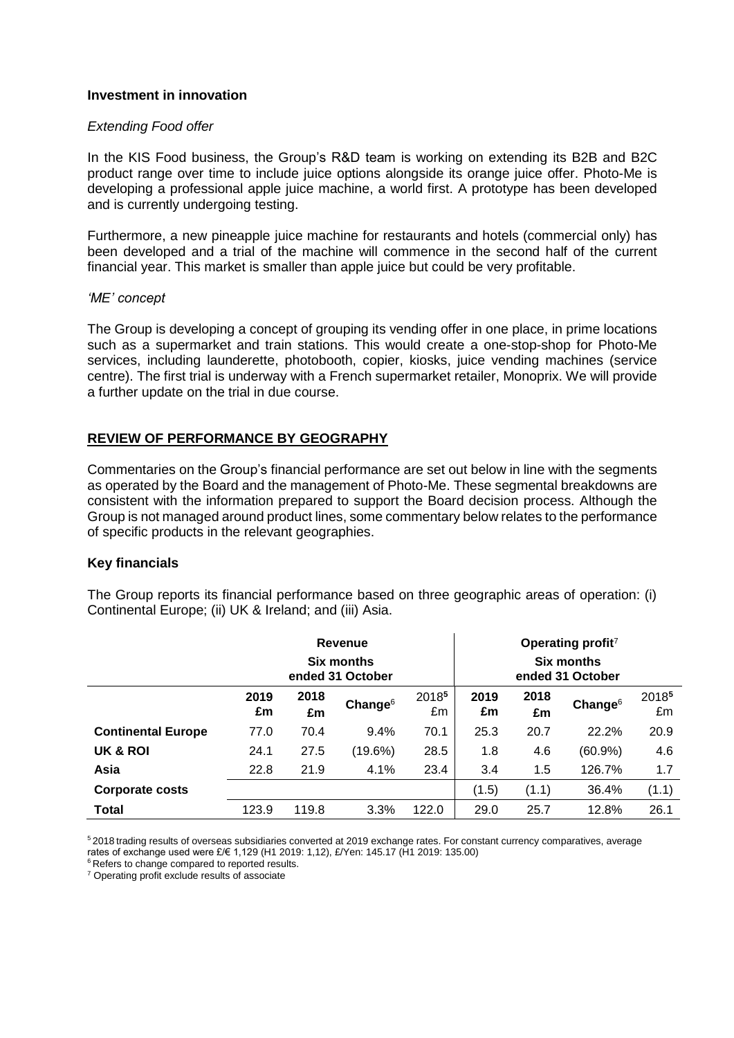**Investment in innovation**

*Extending Food offer*

In the KIS Food business, the Group's R&D team is working on extending its B2B and B2C product range over time to include juice options alongside its orange juice offer. Photo-Me is developing a professional apple juice machine, a world first. A prototype has been developed and is currently undergoing testing.

Furthermore, a new pineapple juice machine for restaurants and hotels (commercial only) has been developed and a trial of the machine will commence in the second half of the current financial year. This market is smaller than apple juice but could be very profitable.

*'ME' concept*

The Group is developing a concept of grouping its vending offer in one place, in prime locations such as a supermarket and train stations. This would create a one-stop-shop for Photo-Me services, including launderette, photobooth, copier, kiosks, juice vending machines (service centre). The first trial is underway with a French supermarket retailer, Monoprix. We will provide a further update on the trial in due course.

## REVIEW OF PERFORMANCE BY GEOGRAPHY

Commentaries on the Group's financial performance are set out below in line with the segments as operated by the Board and the management of Photo-Me. These segmental breakdowns are consistent with the information prepared to support the Board decision process. Although the Group is not managed around product lines, some commentary below relates to the performance of specific products in the relevant geographies.

### Key financials

The Group reports its financial performance based on three geographic areas of operation: (i) Continental Europe; (ii) UK & Ireland; and (iii) Asia.

| | Revenue Six months ended 31 October | | | | Operating profit[7] Six months ended 31 October | | | |
|---|---|---|---|---|---|---|---|---|
| | 2019 £m | 2018 £m | Change[6] | 2018[5] £m | 2019 £m | 2018 £m | Change[6] | 2018[5] £m |
| **Continental Europe** | 77.0 | 70.4 | 9.4% | 70.1 | 25.3 | 20.7 | 22.2% | 20.9 |
| **UK & ROI** | 24.1 | 27.5 | (19.6%) | 28.5 | 1.8 | 4.6 | (60.9%) | 4.6 |
| **Asia** | 22.8 | 21.9 | 4.1% | 23.4 | 3.4 | 1.5 | 126.7% | 1.7 |
| **Corporate costs** | | | | | (1.5) | (1.1) | 36.4% | (1.1) |
| **Total** | 123.9 | 119.8 | 3.3% | 122.0 | 29.0 | 25.7 | 12.8% | 26.1 |

[5] 2018 trading results of overseas subsidiaries converted at 2019 exchange rates. For constant currency comparatives, average rates of exchange used were £/€ 1,129 (H1 2019: 1,12), £/Yen: 145.17 (H1 2019: 135.00)

[6] Refers to change compared to reported results.

[7] Operating profit exclude results of associate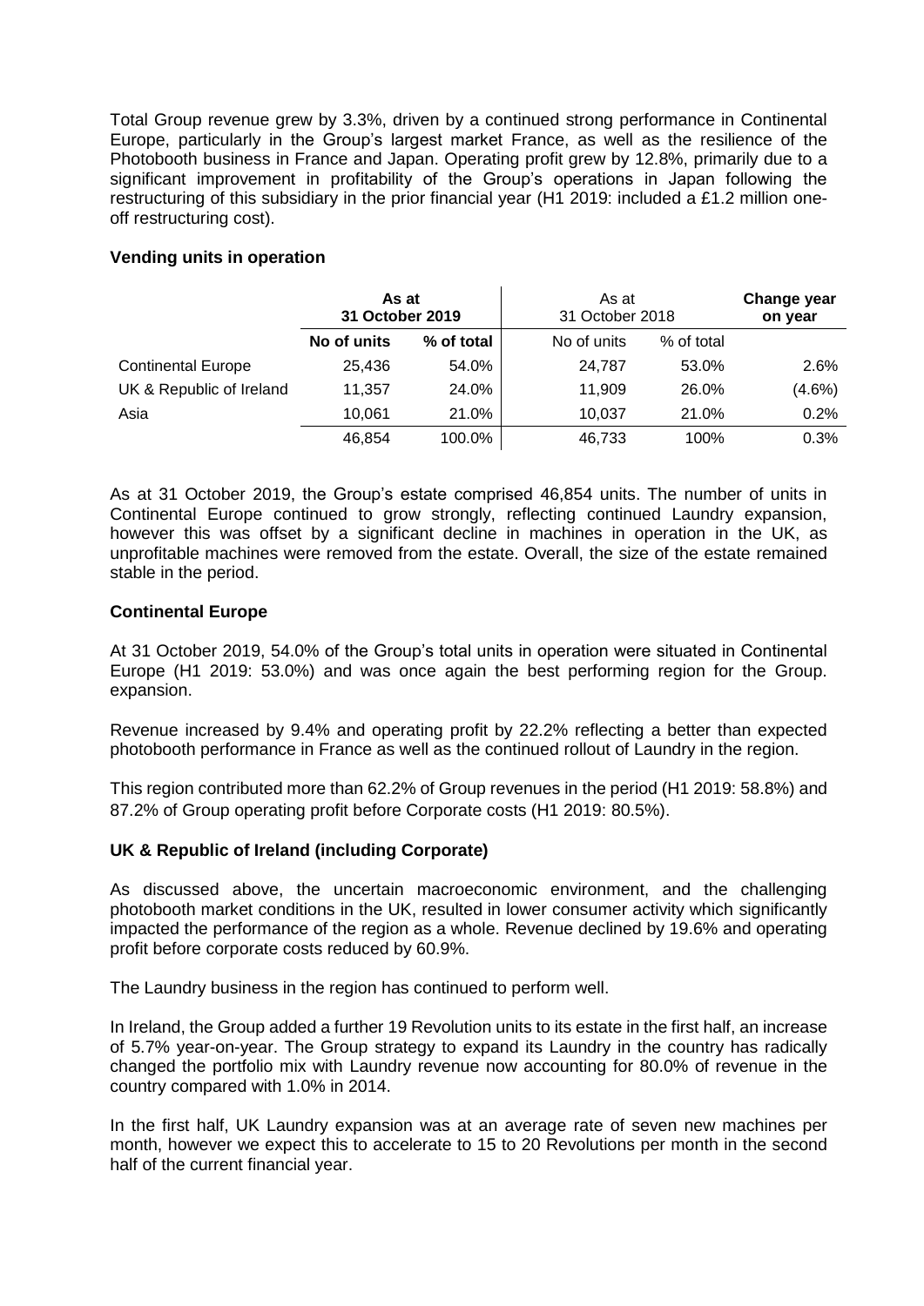Total Group revenue grew by 3.3%, driven by a continued strong performance in Continental Europe, particularly in the Group's largest market France, as well as the resilience of the Photobooth business in France and Japan. Operating profit grew by 12.8%, primarily due to a significant improvement in profitability of the Group's operations in Japan following the restructuring of this subsidiary in the prior financial year (H1 2019: included a £1.2 million one-off restructuring cost).

**Vending units in operation**

| | **As at 31 October 2019** | | As at 31 October 2018 | | **Change year on year** |
|---|---|---|---|---|---|
| | **No of units** | **% of total** | No of units | % of total | |
| Continental Europe | 25,436 | 54.0% | 24,787 | 53.0% | 2.6% |
| UK & Republic of Ireland | 11,357 | 24.0% | 11,909 | 26.0% | (4.6%) |
| Asia | 10,061 | 21.0% | 10,037 | 21.0% | 0.2% |
| | 46,854 | 100.0% | 46,733 | 100% | 0.3% |

As at 31 October 2019, the Group's estate comprised 46,854 units. The number of units in Continental Europe continued to grow strongly, reflecting continued Laundry expansion, however this was offset by a significant decline in machines in operation in the UK, as unprofitable machines were removed from the estate. Overall, the size of the estate remained stable in the period.

**Continental Europe**

At 31 October 2019, 54.0% of the Group's total units in operation were situated in Continental Europe (H1 2019: 53.0%) and was once again the best performing region for the Group. expansion.

Revenue increased by 9.4% and operating profit by 22.2% reflecting a better than expected photobooth performance in France as well as the continued rollout of Laundry in the region.

This region contributed more than 62.2% of Group revenues in the period (H1 2019: 58.8%) and 87.2% of Group operating profit before Corporate costs (H1 2019: 80.5%).

**UK & Republic of Ireland (including Corporate)**

As discussed above, the uncertain macroeconomic environment, and the challenging photobooth market conditions in the UK, resulted in lower consumer activity which significantly impacted the performance of the region as a whole. Revenue declined by 19.6% and operating profit before corporate costs reduced by 60.9%.

The Laundry business in the region has continued to perform well.

In Ireland, the Group added a further 19 Revolution units to its estate in the first half, an increase of 5.7% year-on-year. The Group strategy to expand its Laundry in the country has radically changed the portfolio mix with Laundry revenue now accounting for 80.0% of revenue in the country compared with 1.0% in 2014.

In the first half, UK Laundry expansion was at an average rate of seven new machines per month, however we expect this to accelerate to 15 to 20 Revolutions per month in the second half of the current financial year.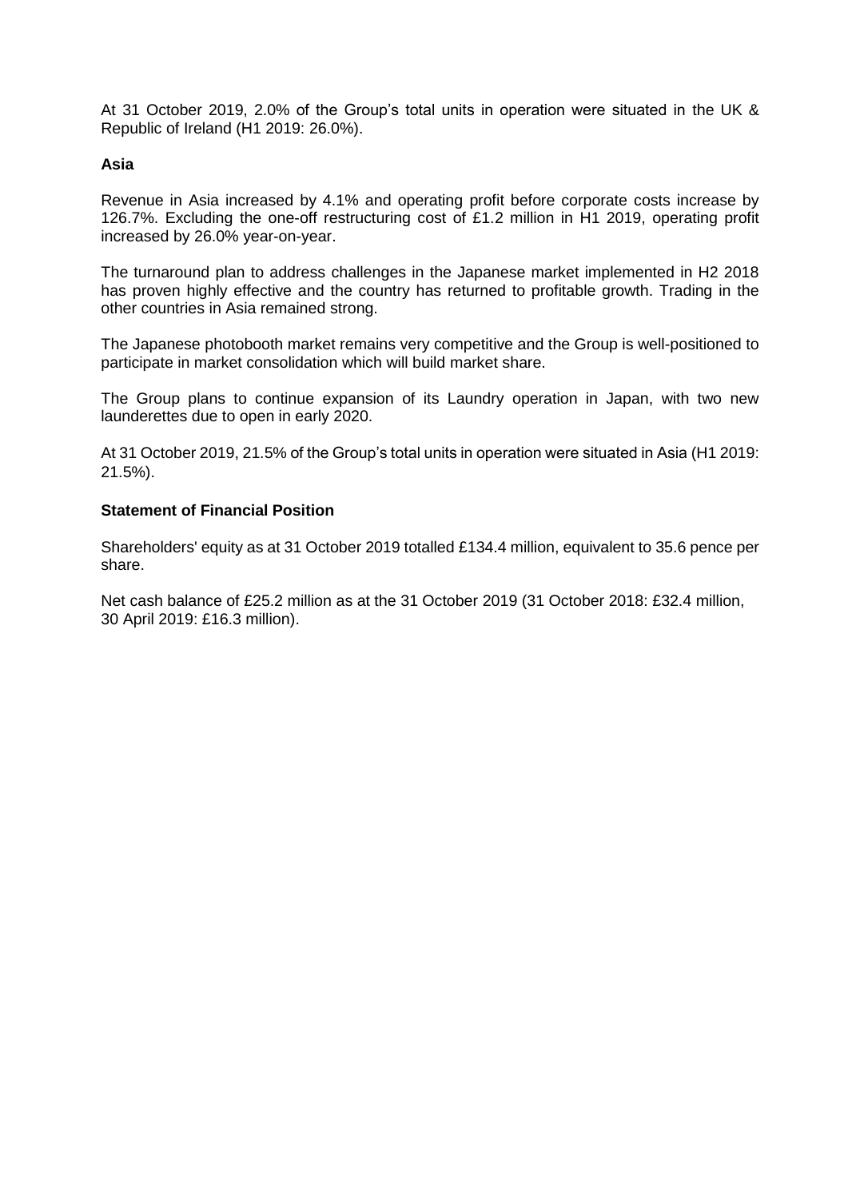At 31 October 2019, 2.0% of the Group's total units in operation were situated in the UK & Republic of Ireland (H1 2019: 26.0%).

**Asia**

Revenue in Asia increased by 4.1% and operating profit before corporate costs increase by 126.7%. Excluding the one-off restructuring cost of £1.2 million in H1 2019, operating profit increased by 26.0% year-on-year.

The turnaround plan to address challenges in the Japanese market implemented in H2 2018 has proven highly effective and the country has returned to profitable growth. Trading in the other countries in Asia remained strong.

The Japanese photobooth market remains very competitive and the Group is well-positioned to participate in market consolidation which will build market share.

The Group plans to continue expansion of its Laundry operation in Japan, with two new launderettes due to open in early 2020.

At 31 October 2019, 21.5% of the Group's total units in operation were situated in Asia (H1 2019: 21.5%).

**Statement of Financial Position**

Shareholders' equity as at 31 October 2019 totalled £134.4 million, equivalent to 35.6 pence per share.

Net cash balance of £25.2 million as at the 31 October 2019 (31 October 2018: £32.4 million, 30 April 2019: £16.3 million).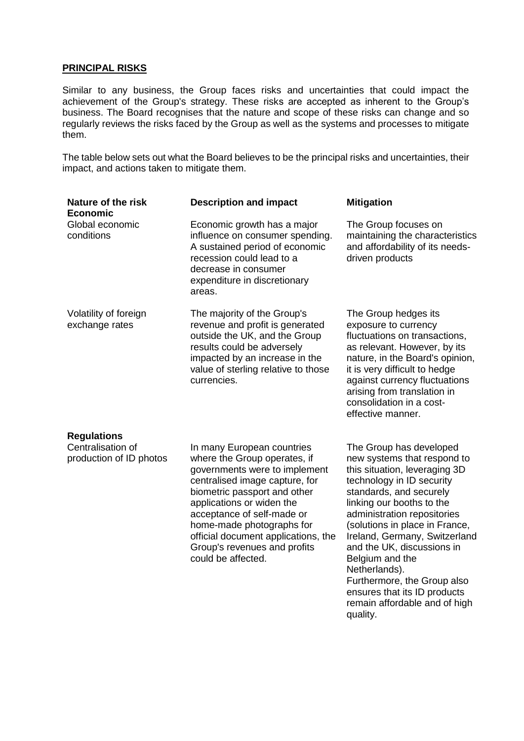## PRINCIPAL RISKS

Similar to any business, the Group faces risks and uncertainties that could impact the achievement of the Group's strategy. These risks are accepted as inherent to the Group's business. The Board recognises that the nature and scope of these risks can change and so regularly reviews the risks faced by the Group as well as the systems and processes to mitigate them.

The table below sets out what the Board believes to be the principal risks and uncertainties, their impact, and actions taken to mitigate them.

| Nature of the risk | Description and impact | Mitigation |
|---|---|---|
| **Economic** | | |
| Global economic conditions | Economic growth has a major influence on consumer spending. A sustained period of economic recession could lead to a decrease in consumer expenditure in discretionary areas. | The Group focuses on maintaining the characteristics and affordability of its needs-driven products |
| Volatility of foreign exchange rates | The majority of the Group's revenue and profit is generated outside the UK, and the Group results could be adversely impacted by an increase in the value of sterling relative to those currencies. | The Group hedges its exposure to currency fluctuations on transactions, as relevant. However, by its nature, in the Board's opinion, it is very difficult to hedge against currency fluctuations arising from translation in consolidation in a cost-effective manner. |
| **Regulations** | | |
| Centralisation of production of ID photos | In many European countries where the Group operates, if governments were to implement centralised image capture, for biometric passport and other applications or widen the acceptance of self-made or home-made photographs for official document applications, the Group's revenues and profits could be affected. | The Group has developed new systems that respond to this situation, leveraging 3D technology in ID security standards, and securely linking our booths to the administration repositories (solutions in place in France, Ireland, Germany, Switzerland and the UK, discussions in Belgium and the Netherlands). Furthermore, the Group also ensures that its ID products remain affordable and of high quality. |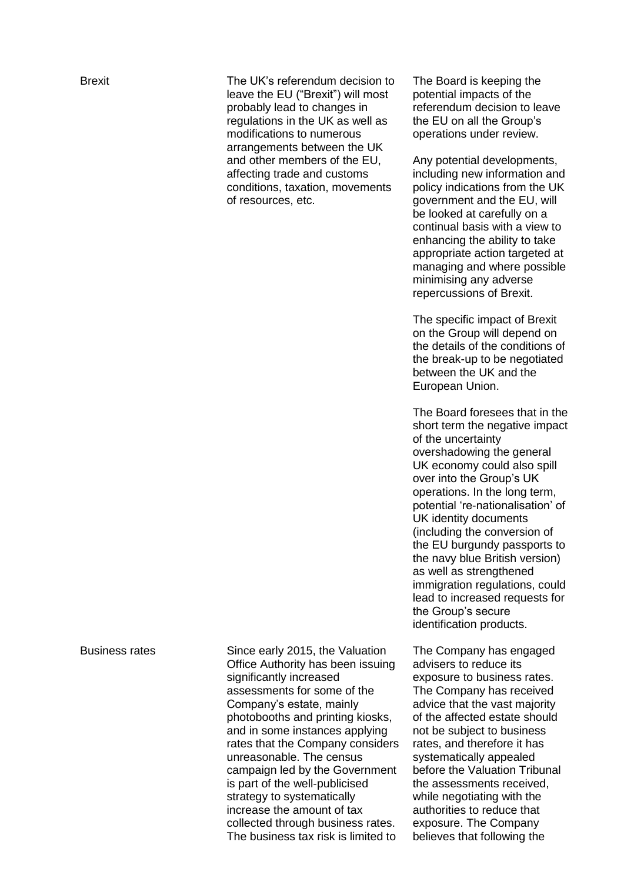| | | |
|---|---|---|
| Brexit | The UK's referendum decision to leave the EU ("Brexit") will most probably lead to changes in regulations in the UK as well as modifications to numerous arrangements between the UK and other members of the EU, affecting trade and customs conditions, taxation, movements of resources, etc. | The Board is keeping the potential impacts of the referendum decision to leave the EU on all the Group's operations under review.<br><br>Any potential developments, including new information and policy indications from the UK government and the EU, will be looked at carefully on a continual basis with a view to enhancing the ability to take appropriate action targeted at managing and where possible minimising any adverse repercussions of Brexit.<br><br>The specific impact of Brexit on the Group will depend on the details of the conditions of the break-up to be negotiated between the UK and the European Union.<br><br>The Board foresees that in the short term the negative impact of the uncertainty overshadowing the general UK economy could also spill over into the Group's UK operations. In the long term, potential 're-nationalisation' of UK identity documents (including the conversion of the EU burgundy passports to the navy blue British version) as well as strengthened immigration regulations, could lead to increased requests for the Group's secure identification products. |
| Business rates | Since early 2015, the Valuation Office Authority has been issuing significantly increased assessments for some of the Company's estate, mainly photobooths and printing kiosks, and in some instances applying rates that the Company considers unreasonable. The census campaign led by the Government is part of the well-publicised strategy to systematically increase the amount of tax collected through business rates. The business tax risk is limited to | The Company has engaged advisers to reduce its exposure to business rates. The Company has received advice that the vast majority of the affected estate should not be subject to business rates, and therefore it has systematically appealed before the Valuation Tribunal the assessments received, while negotiating with the authorities to reduce that exposure. The Company believes that following the |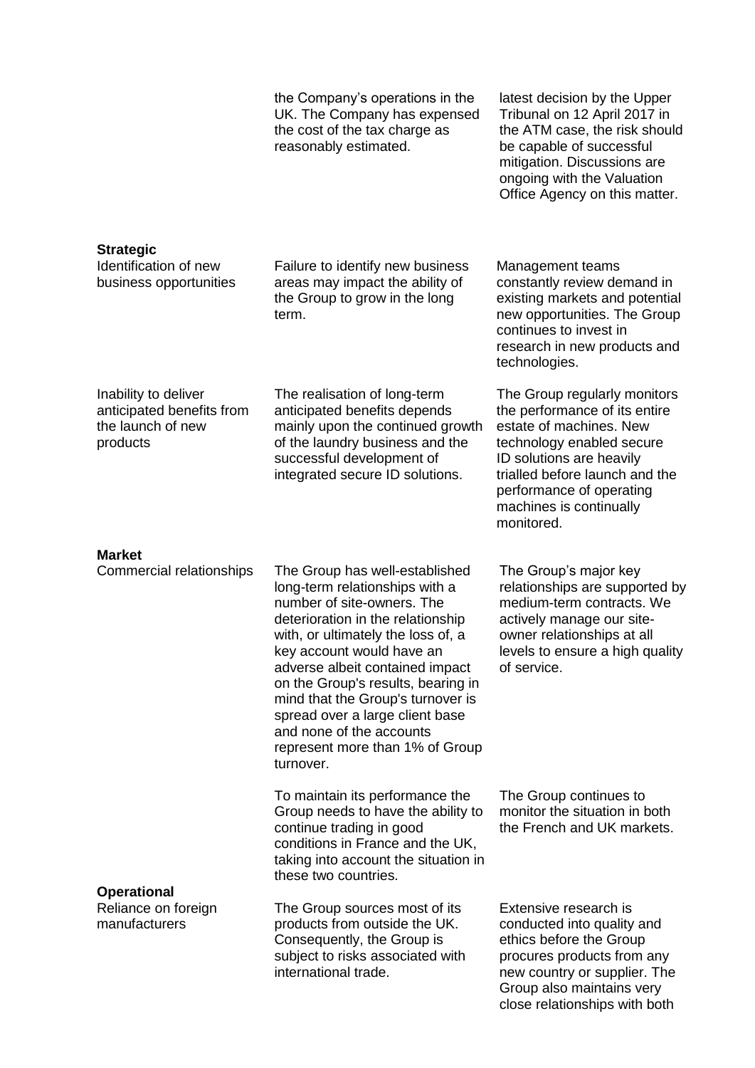| | | |
|---|---|---|
| | the Company's operations in the UK. The Company has expensed the cost of the tax charge as reasonably estimated. | latest decision by the Upper Tribunal on 12 April 2017 in the ATM case, the risk should be capable of successful mitigation. Discussions are ongoing with the Valuation Office Agency on this matter. |
| **Strategic** | | |
| Identification of new business opportunities | Failure to identify new business areas may impact the ability of the Group to grow in the long term. | Management teams constantly review demand in existing markets and potential new opportunities. The Group continues to invest in research in new products and technologies. |
| Inability to deliver anticipated benefits from the launch of new products | The realisation of long-term anticipated benefits depends mainly upon the continued growth of the laundry business and the successful development of integrated secure ID solutions. | The Group regularly monitors the performance of its entire estate of machines. New technology enabled secure ID solutions are heavily trialled before launch and the performance of operating machines is continually monitored. |
| **Market** | | |
| Commercial relationships | The Group has well-established long-term relationships with a number of site-owners. The deterioration in the relationship with, or ultimately the loss of, a key account would have an adverse albeit contained impact on the Group's results, bearing in mind that the Group's turnover is spread over a large client base and none of the accounts represent more than 1% of Group turnover. | The Group's major key relationships are supported by medium-term contracts. We actively manage our site-owner relationships at all levels to ensure a high quality of service. |
| | To maintain its performance the Group needs to have the ability to continue trading in good conditions in France and the UK, taking into account the situation in these two countries. | The Group continues to monitor the situation in both the French and UK markets. |
| **Operational** | | |
| Reliance on foreign manufacturers | The Group sources most of its products from outside the UK. Consequently, the Group is subject to risks associated with international trade. | Extensive research is conducted into quality and ethics before the Group procures products from any new country or supplier. The Group also maintains very close relationships with both |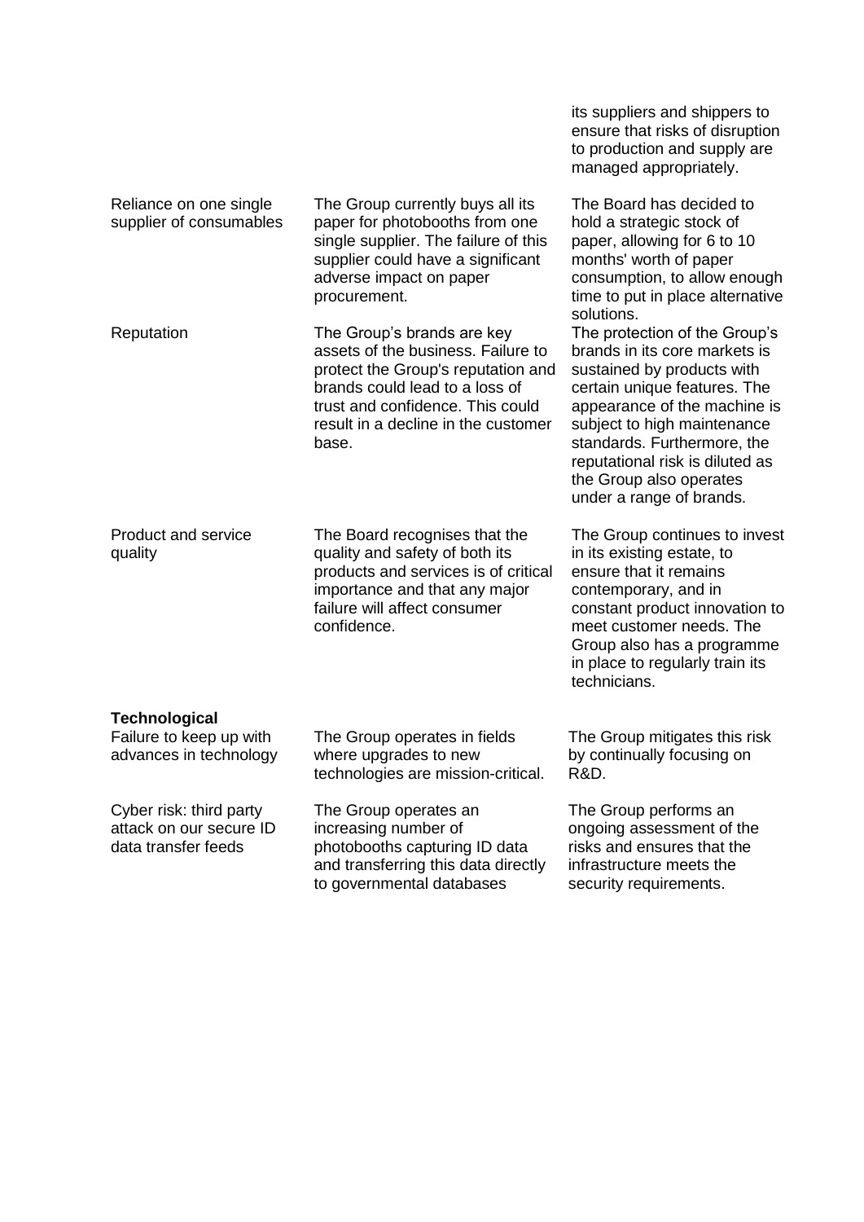| | | |
|---|---|---|
| | | its suppliers and shippers to ensure that risks of disruption to production and supply are managed appropriately. |
| Reliance on one single supplier of consumables | The Group currently buys all its paper for photobooths from one single supplier. The failure of this supplier could have a significant adverse impact on paper procurement. | The Board has decided to hold a strategic stock of paper, allowing for 6 to 10 months' worth of paper consumption, to allow enough time to put in place alternative solutions. |
| Reputation | The Group's brands are key assets of the business. Failure to protect the Group's reputation and brands could lead to a loss of trust and confidence. This could result in a decline in the customer base. | The protection of the Group's brands in its core markets is sustained by products with certain unique features. The appearance of the machine is subject to high maintenance standards. Furthermore, the reputational risk is diluted as the Group also operates under a range of brands. |
| Product and service quality | The Board recognises that the quality and safety of both its products and services is of critical importance and that any major failure will affect consumer confidence. | The Group continues to invest in its existing estate, to ensure that it remains contemporary, and in constant product innovation to meet customer needs. The Group also has a programme in place to regularly train its technicians. |
| **Technological** | | |
| Failure to keep up with advances in technology | The Group operates in fields where upgrades to new technologies are mission-critical. | The Group mitigates this risk by continually focusing on R&D. |
| Cyber risk: third party attack on our secure ID data transfer feeds | The Group operates an increasing number of photobooths capturing ID data and transferring this data directly to governmental databases | The Group performs an ongoing assessment of the risks and ensures that the infrastructure meets the security requirements. |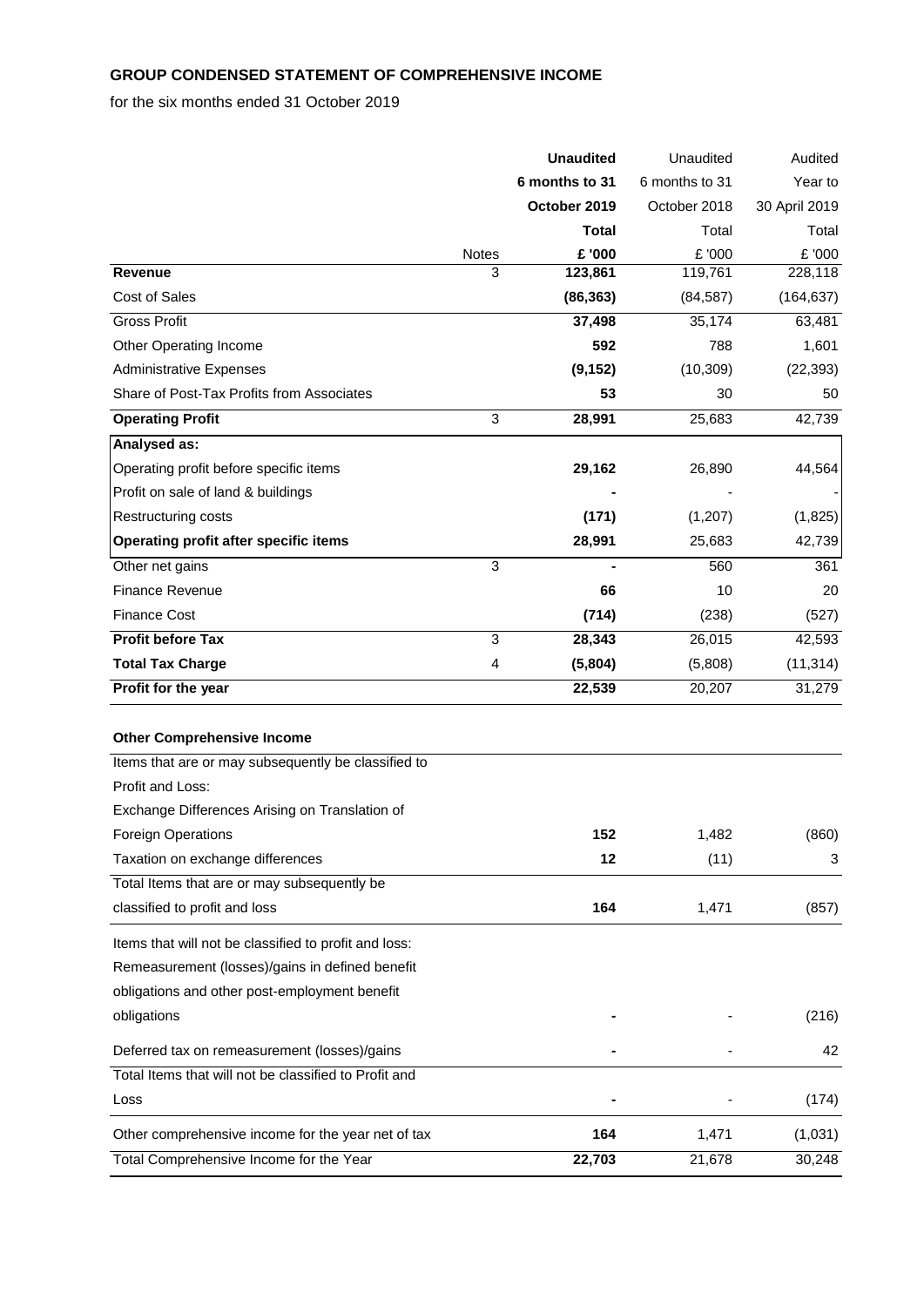## GROUP CONDENSED STATEMENT OF COMPREHENSIVE INCOME

for the six months ended 31 October 2019

| | Notes | **Unaudited 6 months to 31 October 2019 Total £ '000** | Unaudited 6 months to 31 October 2018 Total £ '000 | Audited Year to 30 April 2019 Total £ '000 |
|---|---|---|---|---|
| **Revenue** | 3 | **123,861** | 119,761 | 228,118 |
| Cost of Sales | | **(86,363)** | (84,587) | (164,637) |
| Gross Profit | | **37,498** | 35,174 | 63,481 |
| Other Operating Income | | **592** | 788 | 1,601 |
| Administrative Expenses | | **(9,152)** | (10,309) | (22,393) |
| Share of Post-Tax Profits from Associates | | **53** | 30 | 50 |
| **Operating Profit** | 3 | **28,991** | 25,683 | 42,739 |
| **Analysed as:** | | | | |
| Operating profit before specific items | | **29,162** | 26,890 | 44,564 |
| Profit on sale of land & buildings | | **-** | - | - |
| Restructuring costs | | **(171)** | (1,207) | (1,825) |
| **Operating profit after specific items** | | **28,991** | 25,683 | 42,739 |
| Other net gains | 3 | **-** | 560 | 361 |
| Finance Revenue | | **66** | 10 | 20 |
| Finance Cost | | **(714)** | (238) | (527) |
| **Profit before Tax** | 3 | **28,343** | 26,015 | 42,593 |
| **Total Tax Charge** | 4 | **(5,804)** | (5,808) | (11,314) |
| **Profit for the year** | | **22,539** | 20,207 | 31,279 |
| | | | | |
| **Other Comprehensive Income** | | | | |
| Items that are or may subsequently be classified to Profit and Loss: | | | | |
| Exchange Differences Arising on Translation of Foreign Operations | | **152** | 1,482 | (860) |
| Taxation on exchange differences | | **12** | (11) | 3 |
| Total Items that are or may subsequently be classified to profit and loss | | **164** | 1,471 | (857) |
| Items that will not be classified to profit and loss: | | | | |
| Remeasurement (losses)/gains in defined benefit obligations and other post-employment benefit obligations | | **-** | - | (216) |
| Deferred tax on remeasurement (losses)/gains | | **-** | - | 42 |
| Total Items that will not be classified to Profit and Loss | | **-** | - | (174) |
| Other comprehensive income for the year net of tax | | **164** | 1,471 | (1,031) |
| Total Comprehensive Income for the Year | | **22,703** | 21,678 | 30,248 |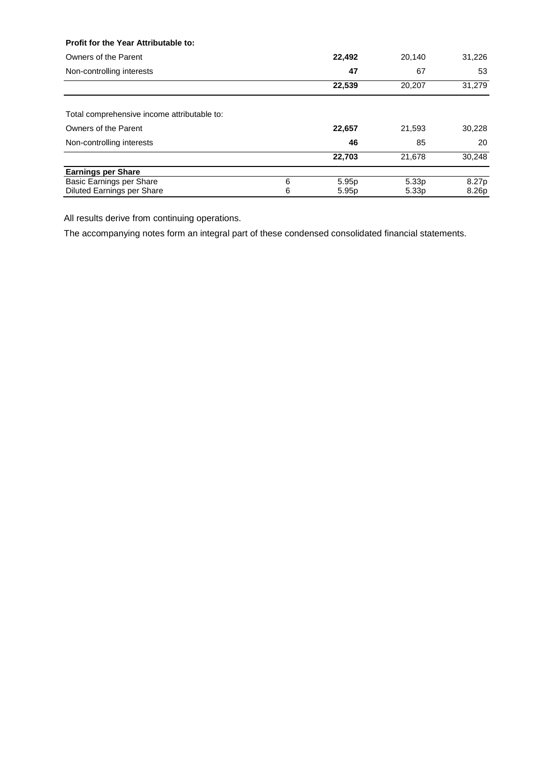| **Profit for the Year Attributable to:** | | | | |
|---|---|---|---|---|
| Owners of the Parent | | **22,492** | 20,140 | 31,226 |
| Non-controlling interests | | **47** | 67 | 53 |
| | | **22,539** | 20,207 | 31,279 |
| | | | | |
| Total comprehensive income attributable to: | | | | |
| Owners of the Parent | | **22,657** | 21,593 | 30,228 |
| Non-controlling interests | | **46** | 85 | 20 |
| | | **22,703** | 21,678 | 30,248 |
| **Earnings per Share** | | | | |
| Basic Earnings per Share | 6 | 5.95p | 5.33p | 8.27p |
| Diluted Earnings per Share | 6 | 5.95p | 5.33p | 8.26p |

All results derive from continuing operations.

The accompanying notes form an integral part of these condensed consolidated financial statements.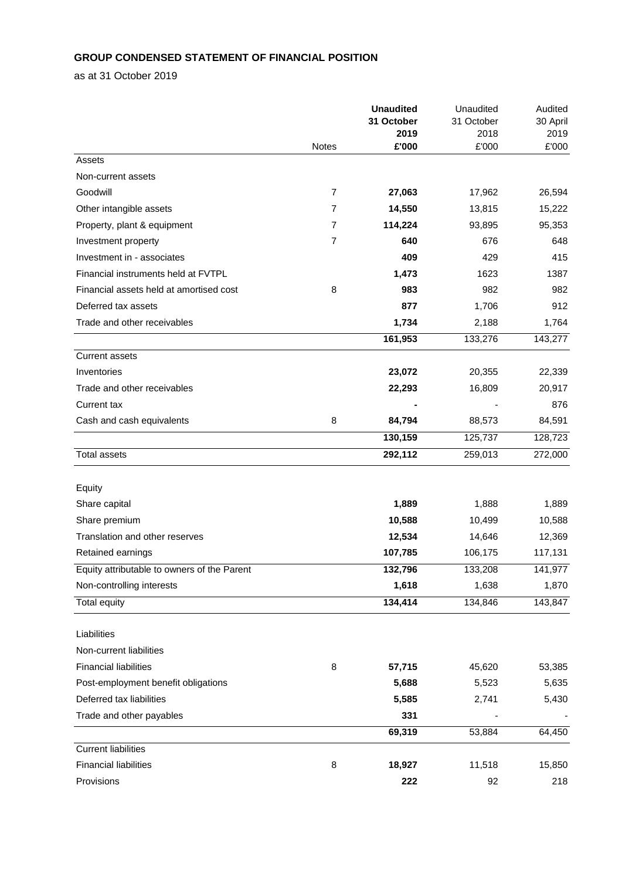**GROUP CONDENSED STATEMENT OF FINANCIAL POSITION**

as at 31 October 2019

| | Notes | **Unaudited 31 October 2019 £'000** | Unaudited 31 October 2018 £'000 | Audited 30 April 2019 £'000 |
|---|---|---|---|---|
| Assets | | | | |
| Non-current assets | | | | |
| Goodwill | 7 | **27,063** | 17,962 | 26,594 |
| Other intangible assets | 7 | **14,550** | 13,815 | 15,222 |
| Property, plant & equipment | 7 | **114,224** | 93,895 | 95,353 |
| Investment property | 7 | **640** | 676 | 648 |
| Investment in - associates | | **409** | 429 | 415 |
| Financial instruments held at FVTPL | | **1,473** | 1623 | 1387 |
| Financial assets held at amortised cost | 8 | **983** | 982 | 982 |
| Deferred tax assets | | **877** | 1,706 | 912 |
| Trade and other receivables | | **1,734** | 2,188 | 1,764 |
| | | **161,953** | 133,276 | 143,277 |
| Current assets | | | | |
| Inventories | | **23,072** | 20,355 | 22,339 |
| Trade and other receivables | | **22,293** | 16,809 | 20,917 |
| Current tax | | **-** | - | 876 |
| Cash and cash equivalents | 8 | **84,794** | 88,573 | 84,591 |
| | | **130,159** | 125,737 | 128,723 |
| Total assets | | **292,112** | 259,013 | 272,000 |
| | | | | |
| Equity | | | | |
| Share capital | | **1,889** | 1,888 | 1,889 |
| Share premium | | **10,588** | 10,499 | 10,588 |
| Translation and other reserves | | **12,534** | 14,646 | 12,369 |
| Retained earnings | | **107,785** | 106,175 | 117,131 |
| Equity attributable to owners of the Parent | | **132,796** | 133,208 | 141,977 |
| Non-controlling interests | | **1,618** | 1,638 | 1,870 |
| Total equity | | **134,414** | 134,846 | 143,847 |
| | | | | |
| Liabilities | | | | |
| Non-current liabilities | | | | |
| Financial liabilities | 8 | **57,715** | 45,620 | 53,385 |
| Post-employment benefit obligations | | **5,688** | 5,523 | 5,635 |
| Deferred tax liabilities | | **5,585** | 2,741 | 5,430 |
| Trade and other payables | | **331** | - | - |
| | | **69,319** | 53,884 | 64,450 |
| Current liabilities | | | | |
| Financial liabilities | 8 | **18,927** | 11,518 | 15,850 |
| Provisions | | **222** | 92 | 218 |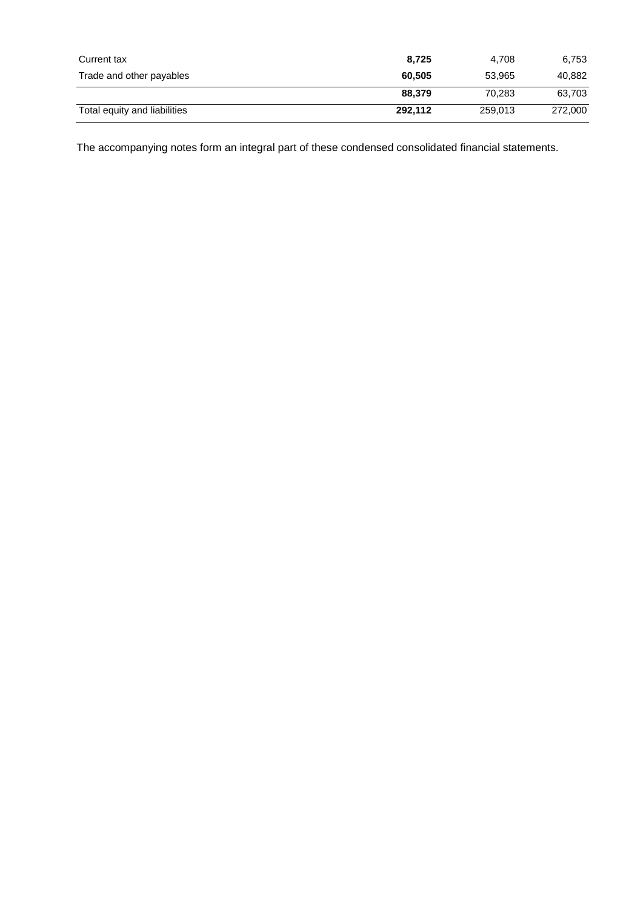| | | | |
|---|---|---|---|
| Current tax | **8,725** | 4,708 | 6,753 |
| Trade and other payables | **60,505** | 53,965 | 40,882 |
| | **88,379** | 70,283 | 63,703 |
| Total equity and liabilities | **292,112** | 259,013 | 272,000 |

The accompanying notes form an integral part of these condensed consolidated financial statements.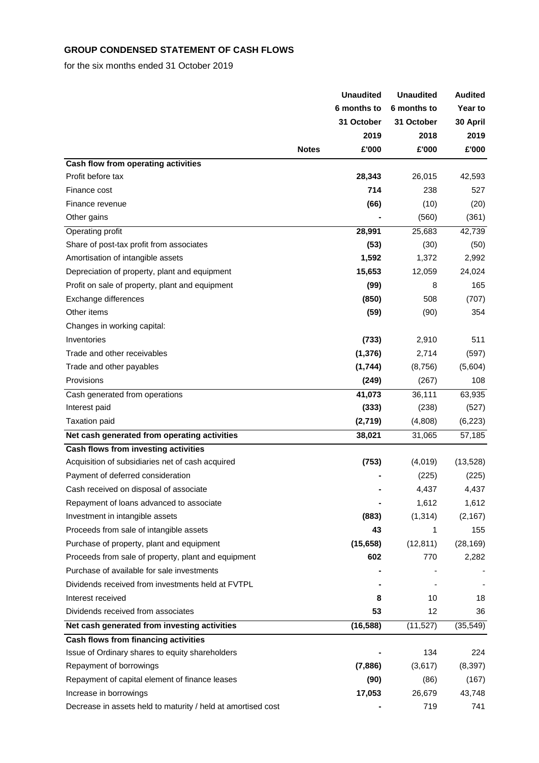**GROUP CONDENSED STATEMENT OF CASH FLOWS**

for the six months ended 31 October 2019

| | Notes | Unaudited 6 months to 31 October 2019 £'000 | Unaudited 6 months to 31 October 2018 £'000 | Audited Year to 30 April 2019 £'000 |
|---|---|---|---|---|
| **Cash flow from operating activities** | | | | |
| Profit before tax | | **28,343** | 26,015 | 42,593 |
| Finance cost | | **714** | 238 | 527 |
| Finance revenue | | **(66)** | (10) | (20) |
| Other gains | | **-** | (560) | (361) |
| Operating profit | | **28,991** | 25,683 | 42,739 |
| Share of post-tax profit from associates | | **(53)** | (30) | (50) |
| Amortisation of intangible assets | | **1,592** | 1,372 | 2,992 |
| Depreciation of property, plant and equipment | | **15,653** | 12,059 | 24,024 |
| Profit on sale of property, plant and equipment | | **(99)** | 8 | 165 |
| Exchange differences | | **(850)** | 508 | (707) |
| Other items | | **(59)** | (90) | 354 |
| Changes in working capital: | | | | |
| Inventories | | **(733)** | 2,910 | 511 |
| Trade and other receivables | | **(1,376)** | 2,714 | (597) |
| Trade and other payables | | **(1,744)** | (8,756) | (5,604) |
| Provisions | | **(249)** | (267) | 108 |
| Cash generated from operations | | **41,073** | 36,111 | 63,935 |
| Interest paid | | **(333)** | (238) | (527) |
| Taxation paid | | **(2,719)** | (4,808) | (6,223) |
| **Net cash generated from operating activities** | | **38,021** | 31,065 | 57,185 |
| **Cash flows from investing activities** | | | | |
| Acquisition of subsidiaries net of cash acquired | | **(753)** | (4,019) | (13,528) |
| Payment of deferred consideration | | **-** | (225) | (225) |
| Cash received on disposal of associate | | **-** | 4,437 | 4,437 |
| Repayment of loans advanced to associate | | **-** | 1,612 | 1,612 |
| Investment in intangible assets | | **(883)** | (1,314) | (2,167) |
| Proceeds from sale of intangible assets | | **43** | 1 | 155 |
| Purchase of property, plant and equipment | | **(15,658)** | (12,811) | (28,169) |
| Proceeds from sale of property, plant and equipment | | **602** | 770 | 2,282 |
| Purchase of available for sale investments | | **-** | - | - |
| Dividends received from investments held at FVTPL | | **-** | - | - |
| Interest received | | **8** | 10 | 18 |
| Dividends received from associates | | **53** | 12 | 36 |
| **Net cash generated from investing activities** | | **(16,588)** | (11,527) | (35,549) |
| **Cash flows from financing activities** | | | | |
| Issue of Ordinary shares to equity shareholders | | **-** | 134 | 224 |
| Repayment of borrowings | | **(7,886)** | (3,617) | (8,397) |
| Repayment of capital element of finance leases | | **(90)** | (86) | (167) |
| Increase in borrowings | | **17,053** | 26,679 | 43,748 |
| Decrease in assets held to maturity / held at amortised cost | | **-** | 719 | 741 |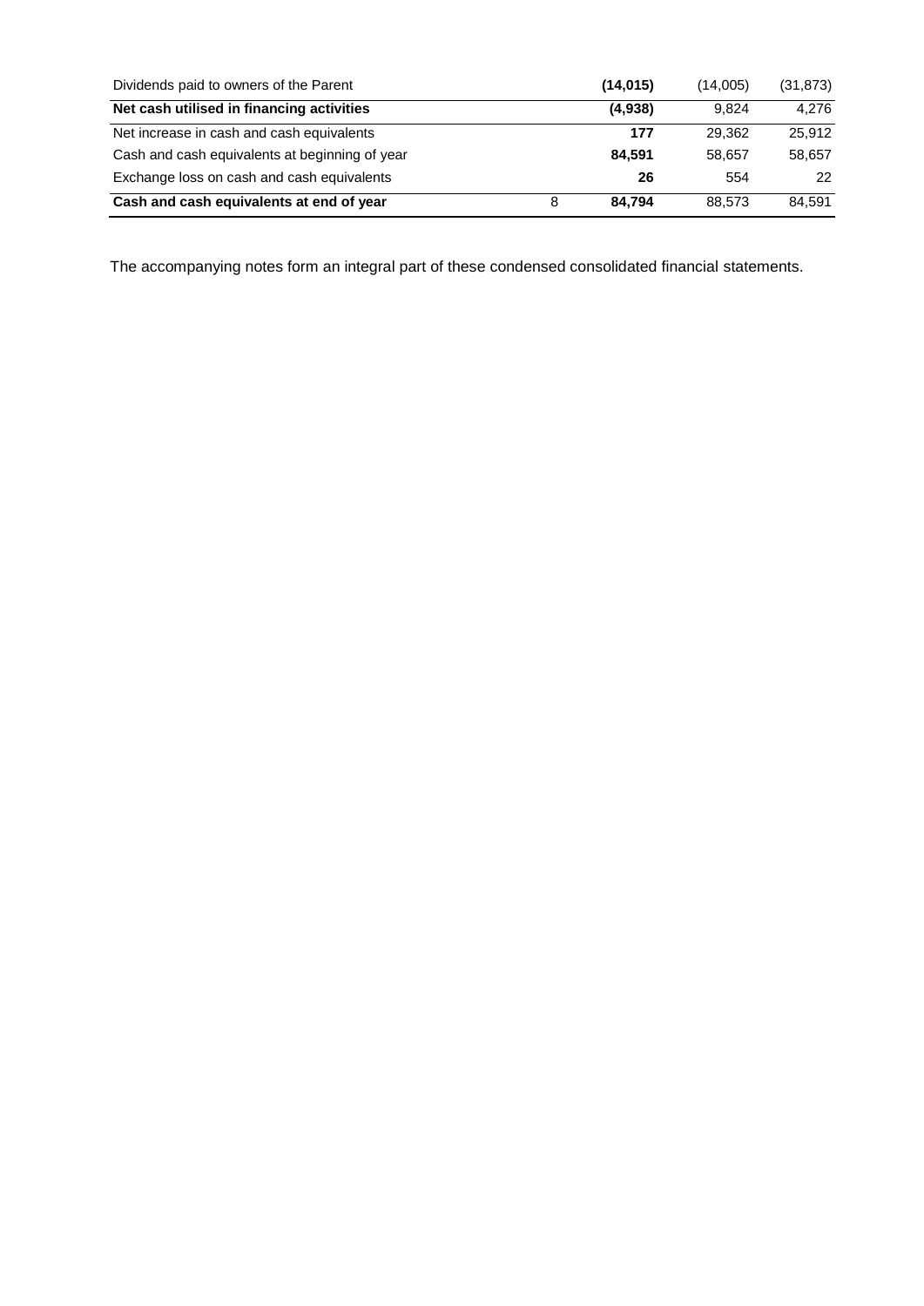| | | | | |
|---|---|---|---|---|
| Dividends paid to owners of the Parent | | **(14,015)** | (14,005) | (31,873) |
| **Net cash utilised in financing activities** | | **(4,938)** | 9,824 | 4,276 |
| Net increase in cash and cash equivalents | | **177** | 29,362 | 25,912 |
| Cash and cash equivalents at beginning of year | | **84,591** | 58,657 | 58,657 |
| Exchange loss on cash and cash equivalents | | **26** | 554 | 22 |
| **Cash and cash equivalents at end of year** | 8 | **84,794** | 88,573 | 84,591 |

The accompanying notes form an integral part of these condensed consolidated financial statements.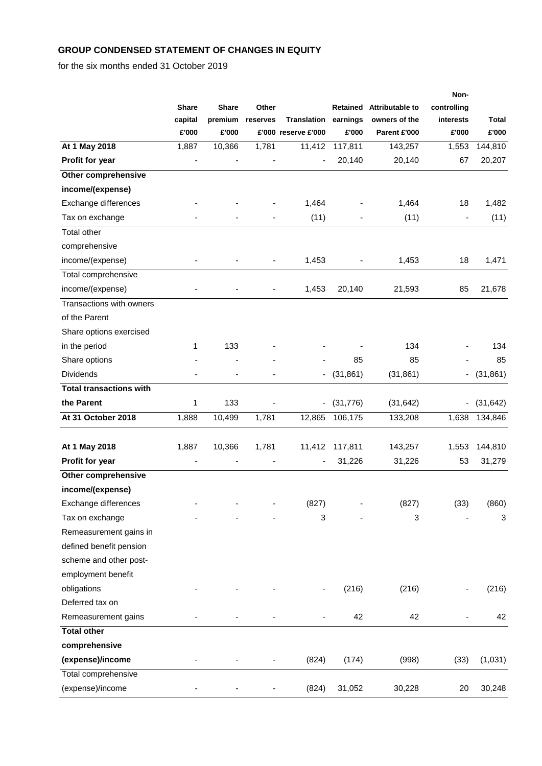**GROUP CONDENSED STATEMENT OF CHANGES IN EQUITY**

for the six months ended 31 October 2019

| | Share capital £'000 | Share premium £'000 | Other reserves £'000 | Translation reserve £'000 | Retained earnings £'000 | Attributable to owners of the Parent £'000 | Non-controlling interests £'000 | Total £'000 |
|---|---|---|---|---|---|---|---|---|
| **At 1 May 2018** | 1,887 | 10,366 | 1,781 | 11,412 | 117,811 | 143,257 | 1,553 | 144,810 |
| **Profit for year** | - | - | - | - | 20,140 | 20,140 | 67 | 20,207 |
| **Other comprehensive income/(expense)** | | | | | | | | |
| Exchange differences | - | - | - | 1,464 | - | 1,464 | 18 | 1,482 |
| Tax on exchange | - | - | - | (11) | - | (11) | - | (11) |
| Total other comprehensive income/(expense) | - | - | - | 1,453 | - | 1,453 | 18 | 1,471 |
| Total comprehensive income/(expense) | - | - | - | 1,453 | 20,140 | 21,593 | 85 | 21,678 |
| Transactions with owners of the Parent | | | | | | | | |
| Share options exercised in the period | 1 | 133 | - | - | - | 134 | - | 134 |
| Share options | - | - | - | - | 85 | 85 | - | 85 |
| Dividends | - | - | - | - | (31,861) | (31,861) | - | (31,861) |
| **Total transactions with the Parent** | 1 | 133 | - | - | (31,776) | (31,642) | - | (31,642) |
| **At 31 October 2018** | 1,888 | 10,499 | 1,781 | 12,865 | 106,175 | 133,208 | 1,638 | 134,846 |
| | | | | | | | | |
| **At 1 May 2018** | 1,887 | 10,366 | 1,781 | 11,412 | 117,811 | 143,257 | 1,553 | 144,810 |
| **Profit for year** | - | - | - | - | 31,226 | 31,226 | 53 | 31,279 |
| **Other comprehensive income/(expense)** | | | | | | | | |
| Exchange differences | - | - | - | (827) | - | (827) | (33) | (860) |
| Tax on exchange | - | - | - | 3 | - | 3 | - | 3 |
| Remeasurement gains in defined benefit pension scheme and other post-employment benefit obligations | - | - | - | - | (216) | (216) | - | (216) |
| Deferred tax on Remeasurement gains | - | - | - | - | 42 | 42 | - | 42 |
| **Total other comprehensive (expense)/income** | - | - | - | (824) | (174) | (998) | (33) | (1,031) |
| Total comprehensive (expense)/income | - | - | - | (824) | 31,052 | 30,228 | 20 | 30,248 |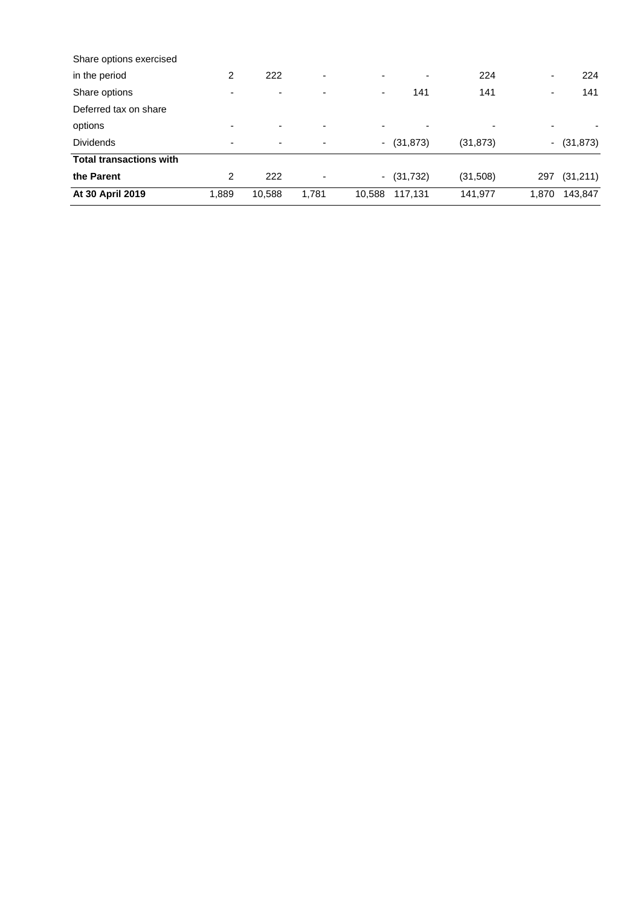| | | | | | | | | |
|---|---|---|---|---|---|---|---|---|
| Share options exercised in the period | 2 | 222 | - | - | - | 224 | - | 224 |
| Share options | - | - | - | - | 141 | 141 | - | 141 |
| Deferred tax on share options | - | - | - | - | - | - | - | - |
| Dividends | - | - | - | - | (31,873) | (31,873) | - | (31,873) |
| **Total transactions with the Parent** | 2 | 222 | - | - | (31,732) | (31,508) | 297 | (31,211) |
| **At 30 April 2019** | 1,889 | 10,588 | 1,781 | 10,588 | 117,131 | 141,977 | 1,870 | 143,847 |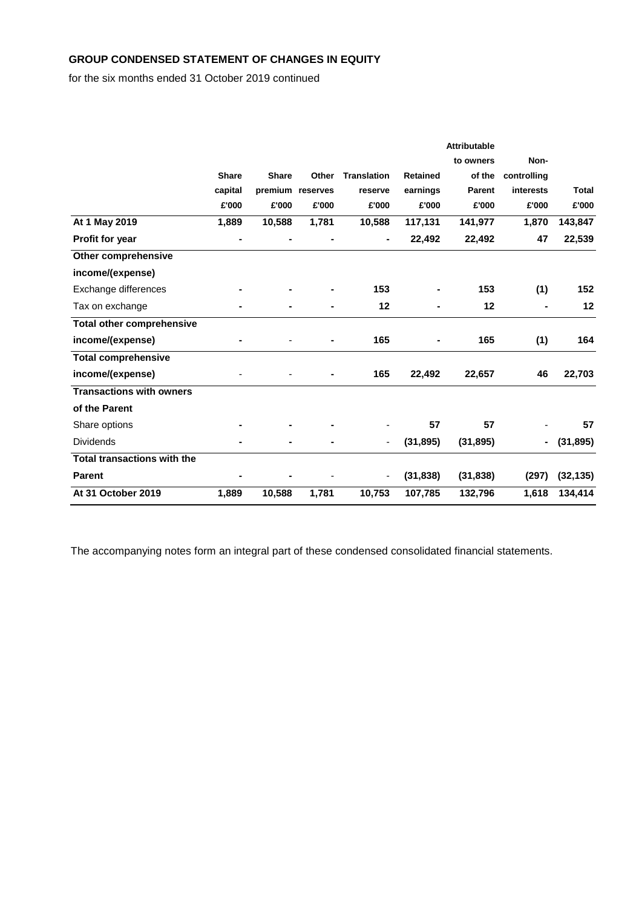**GROUP CONDENSED STATEMENT OF CHANGES IN EQUITY**

for the six months ended 31 October 2019 continued

| | Share capital £'000 | Share premium £'000 | Other reserves £'000 | Translation reserve £'000 | Retained earnings £'000 | Attributable to owners of the Parent £'000 | Non-controlling interests £'000 | Total £'000 |
|---|---|---|---|---|---|---|---|---|
| **At 1 May 2019** | **1,889** | **10,588** | **1,781** | **10,588** | **117,131** | **141,977** | **1,870** | **143,847** |
| **Profit for year** | **-** | **-** | **-** | **-** | **22,492** | **22,492** | **47** | **22,539** |
| **Other comprehensive income/(expense)** | | | | | | | | |
| Exchange differences | **-** | **-** | **-** | **153** | **-** | **153** | **(1)** | **152** |
| Tax on exchange | **-** | **-** | **-** | **12** | **-** | **12** | **-** | **12** |
| **Total other comprehensive income/(expense)** | **-** | - | **-** | **165** | **-** | **165** | **(1)** | **164** |
| **Total comprehensive income/(expense)** | - | - | **-** | **165** | **22,492** | **22,657** | **46** | **22,703** |
| **Transactions with owners of the Parent** | | | | | | | | |
| Share options | **-** | **-** | **-** | - | **57** | **57** | - | **57** |
| Dividends | **-** | **-** | **-** | - | **(31,895)** | **(31,895)** | **-** | **(31,895)** |
| **Total transactions with the Parent** | **-** | **-** | - | - | **(31,838)** | **(31,838)** | **(297)** | **(32,135)** |
| **At 31 October 2019** | **1,889** | **10,588** | **1,781** | **10,753** | **107,785** | **132,796** | **1,618** | **134,414** |

The accompanying notes form an integral part of these condensed consolidated financial statements.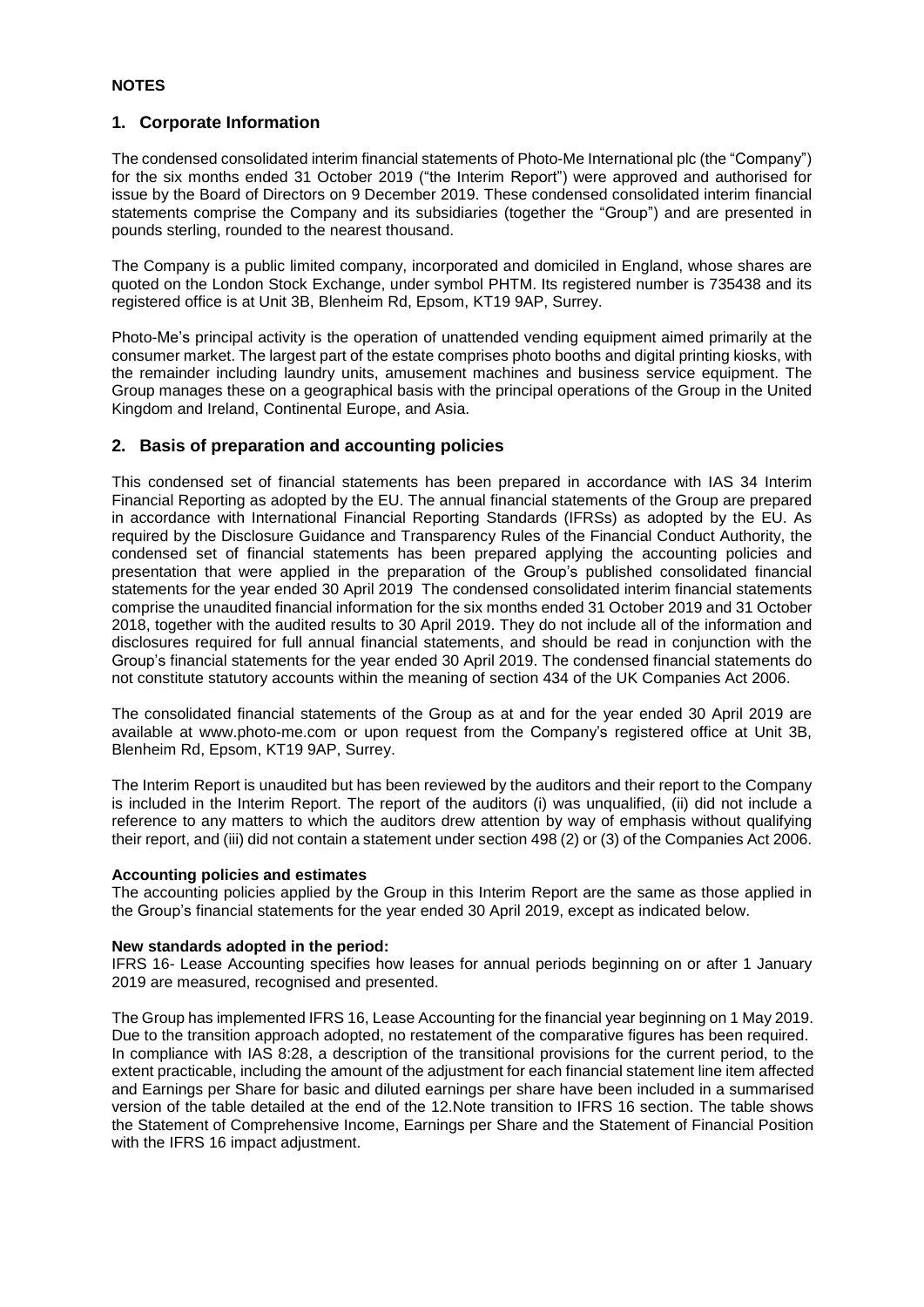**NOTES**

## 1. Corporate Information

The condensed consolidated interim financial statements of Photo-Me International plc (the "Company") for the six months ended 31 October 2019 ("the Interim Report") were approved and authorised for issue by the Board of Directors on 9 December 2019. These condensed consolidated interim financial statements comprise the Company and its subsidiaries (together the "Group") and are presented in pounds sterling, rounded to the nearest thousand.

The Company is a public limited company, incorporated and domiciled in England, whose shares are quoted on the London Stock Exchange, under symbol PHTM. Its registered number is 735438 and its registered office is at Unit 3B, Blenheim Rd, Epsom, KT19 9AP, Surrey.

Photo-Me's principal activity is the operation of unattended vending equipment aimed primarily at the consumer market. The largest part of the estate comprises photo booths and digital printing kiosks, with the remainder including laundry units, amusement machines and business service equipment. The Group manages these on a geographical basis with the principal operations of the Group in the United Kingdom and Ireland, Continental Europe, and Asia.

## 2. Basis of preparation and accounting policies

This condensed set of financial statements has been prepared in accordance with IAS 34 Interim Financial Reporting as adopted by the EU. The annual financial statements of the Group are prepared in accordance with International Financial Reporting Standards (IFRSs) as adopted by the EU. As required by the Disclosure Guidance and Transparency Rules of the Financial Conduct Authority, the condensed set of financial statements has been prepared applying the accounting policies and presentation that were applied in the preparation of the Group's published consolidated financial statements for the year ended 30 April 2019 The condensed consolidated interim financial statements comprise the unaudited financial information for the six months ended 31 October 2019 and 31 October 2018, together with the audited results to 30 April 2019. They do not include all of the information and disclosures required for full annual financial statements, and should be read in conjunction with the Group's financial statements for the year ended 30 April 2019. The condensed financial statements do not constitute statutory accounts within the meaning of section 434 of the UK Companies Act 2006.

The consolidated financial statements of the Group as at and for the year ended 30 April 2019 are available at www.photo-me.com or upon request from the Company's registered office at Unit 3B, Blenheim Rd, Epsom, KT19 9AP, Surrey.

The Interim Report is unaudited but has been reviewed by the auditors and their report to the Company is included in the Interim Report. The report of the auditors (i) was unqualified, (ii) did not include a reference to any matters to which the auditors drew attention by way of emphasis without qualifying their report, and (iii) did not contain a statement under section 498 (2) or (3) of the Companies Act 2006.

**Accounting policies and estimates**

The accounting policies applied by the Group in this Interim Report are the same as those applied in the Group's financial statements for the year ended 30 April 2019, except as indicated below.

**New standards adopted in the period:**

IFRS 16- Lease Accounting specifies how leases for annual periods beginning on or after 1 January 2019 are measured, recognised and presented.

The Group has implemented IFRS 16, Lease Accounting for the financial year beginning on 1 May 2019. Due to the transition approach adopted, no restatement of the comparative figures has been required. In compliance with IAS 8:28, a description of the transitional provisions for the current period, to the extent practicable, including the amount of the adjustment for each financial statement line item affected and Earnings per Share for basic and diluted earnings per share have been included in a summarised version of the table detailed at the end of the 12.Note transition to IFRS 16 section. The table shows the Statement of Comprehensive Income, Earnings per Share and the Statement of Financial Position with the IFRS 16 impact adjustment.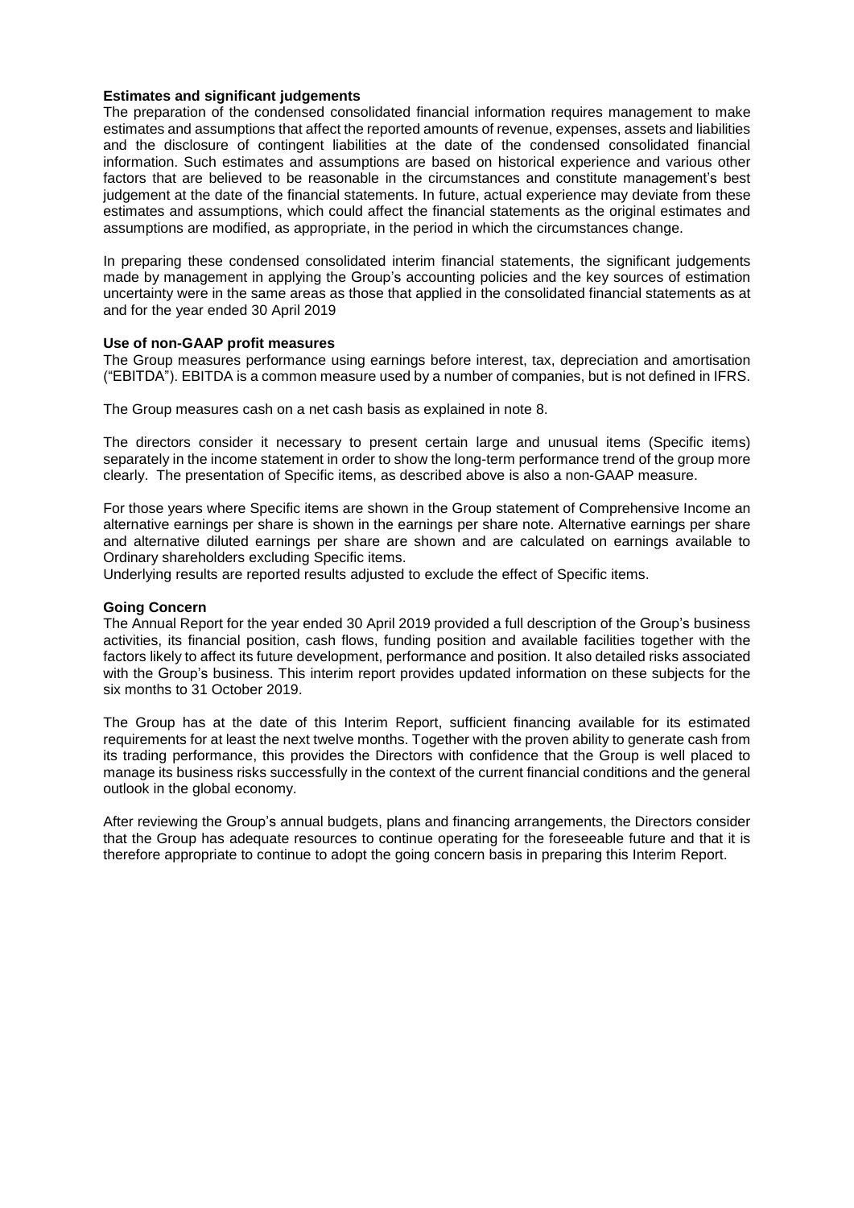**Estimates and significant judgements**

The preparation of the condensed consolidated financial information requires management to make estimates and assumptions that affect the reported amounts of revenue, expenses, assets and liabilities and the disclosure of contingent liabilities at the date of the condensed consolidated financial information. Such estimates and assumptions are based on historical experience and various other factors that are believed to be reasonable in the circumstances and constitute management's best judgement at the date of the financial statements. In future, actual experience may deviate from these estimates and assumptions, which could affect the financial statements as the original estimates and assumptions are modified, as appropriate, in the period in which the circumstances change.

In preparing these condensed consolidated interim financial statements, the significant judgements made by management in applying the Group's accounting policies and the key sources of estimation uncertainty were in the same areas as those that applied in the consolidated financial statements as at and for the year ended 30 April 2019

**Use of non-GAAP profit measures**

The Group measures performance using earnings before interest, tax, depreciation and amortisation ("EBITDA"). EBITDA is a common measure used by a number of companies, but is not defined in IFRS.

The Group measures cash on a net cash basis as explained in note 8.

The directors consider it necessary to present certain large and unusual items (Specific items) separately in the income statement in order to show the long-term performance trend of the group more clearly. The presentation of Specific items, as described above is also a non-GAAP measure.

For those years where Specific items are shown in the Group statement of Comprehensive Income an alternative earnings per share is shown in the earnings per share note. Alternative earnings per share and alternative diluted earnings per share are shown and are calculated on earnings available to Ordinary shareholders excluding Specific items.

Underlying results are reported results adjusted to exclude the effect of Specific items.

**Going Concern**

The Annual Report for the year ended 30 April 2019 provided a full description of the Group's business activities, its financial position, cash flows, funding position and available facilities together with the factors likely to affect its future development, performance and position. It also detailed risks associated with the Group's business. This interim report provides updated information on these subjects for the six months to 31 October 2019.

The Group has at the date of this Interim Report, sufficient financing available for its estimated requirements for at least the next twelve months. Together with the proven ability to generate cash from its trading performance, this provides the Directors with confidence that the Group is well placed to manage its business risks successfully in the context of the current financial conditions and the general outlook in the global economy.

After reviewing the Group's annual budgets, plans and financing arrangements, the Directors consider that the Group has adequate resources to continue operating for the foreseeable future and that it is therefore appropriate to continue to adopt the going concern basis in preparing this Interim Report.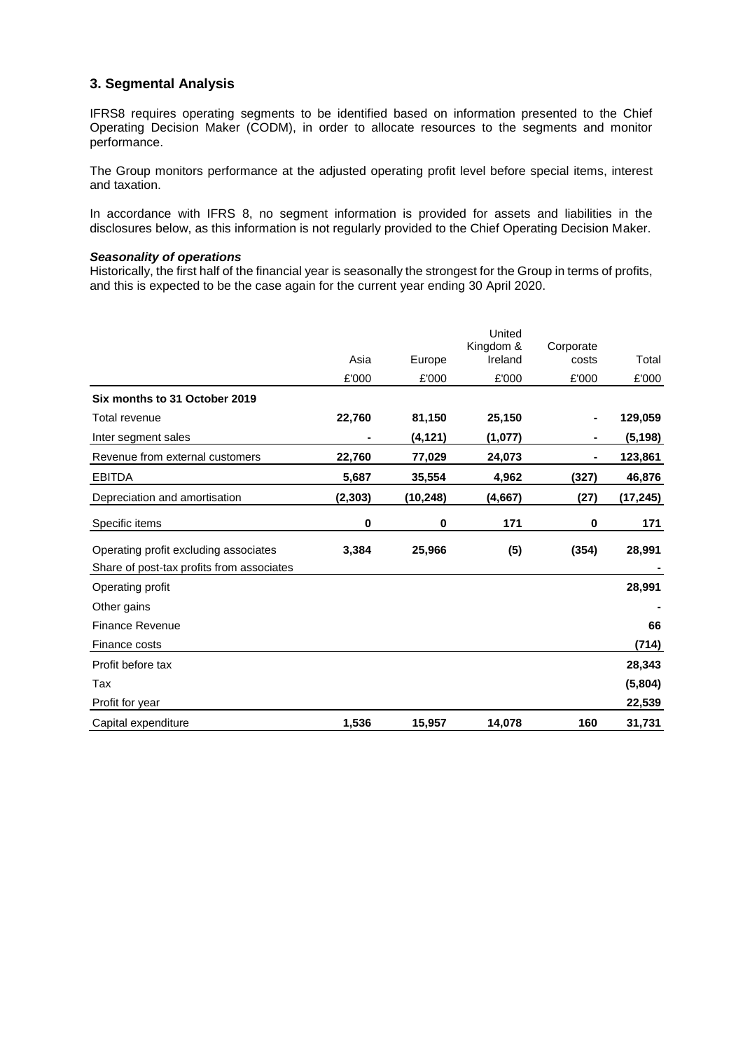## 3. Segmental Analysis

IFRS8 requires operating segments to be identified based on information presented to the Chief Operating Decision Maker (CODM), in order to allocate resources to the segments and monitor performance.

The Group monitors performance at the adjusted operating profit level before special items, interest and taxation.

In accordance with IFRS 8, no segment information is provided for assets and liabilities in the disclosures below, as this information is not regularly provided to the Chief Operating Decision Maker.

***Seasonality of operations***
Historically, the first half of the financial year is seasonally the strongest for the Group in terms of profits, and this is expected to be the case again for the current year ending 30 April 2020.

| | Asia | Europe | United Kingdom & Ireland | Corporate costs | Total |
|---|---|---|---|---|---|
| | £'000 | £'000 | £'000 | £'000 | £'000 |
| **Six months to 31 October 2019** | | | | | |
| Total revenue | **22,760** | **81,150** | **25,150** | **-** | **129,059** |
| Inter segment sales | **-** | **(4,121)** | **(1,077)** | **-** | **(5,198)** |
| Revenue from external customers | **22,760** | **77,029** | **24,073** | **-** | **123,861** |
| EBITDA | **5,687** | **35,554** | **4,962** | **(327)** | **46,876** |
| Depreciation and amortisation | **(2,303)** | **(10,248)** | **(4,667)** | **(27)** | **(17,245)** |
| Specific items | **0** | **0** | **171** | **0** | **171** |
| Operating profit excluding associates | **3,384** | **25,966** | **(5)** | **(354)** | **28,991** |
| Share of post-tax profits from associates | | | | | **-** |
| Operating profit | | | | | **28,991** |
| Other gains | | | | | **-** |
| Finance Revenue | | | | | **66** |
| Finance costs | | | | | **(714)** |
| Profit before tax | | | | | **28,343** |
| Tax | | | | | **(5,804)** |
| Profit for year | | | | | **22,539** |
| Capital expenditure | **1,536** | **15,957** | **14,078** | **160** | **31,731** |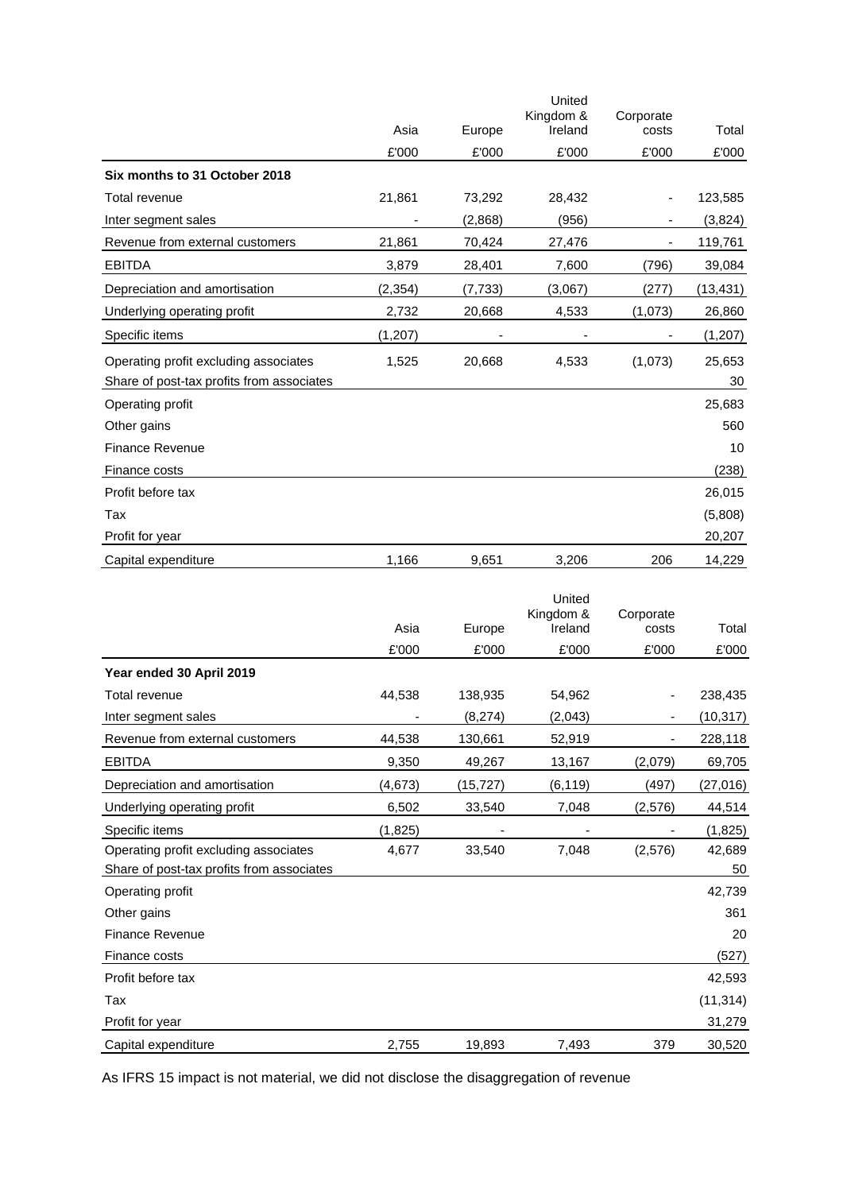| | Asia | Europe | United Kingdom & Ireland | Corporate costs | Total |
|---|---|---|---|---|---|
| | £'000 | £'000 | £'000 | £'000 | £'000 |
| **Six months to 31 October 2018** | | | | | |
| Total revenue | 21,861 | 73,292 | 28,432 | - | 123,585 |
| Inter segment sales | - | (2,868) | (956) | - | (3,824) |
| Revenue from external customers | 21,861 | 70,424 | 27,476 | - | 119,761 |
| EBITDA | 3,879 | 28,401 | 7,600 | (796) | 39,084 |
| Depreciation and amortisation | (2,354) | (7,733) | (3,067) | (277) | (13,431) |
| Underlying operating profit | 2,732 | 20,668 | 4,533 | (1,073) | 26,860 |
| Specific items | (1,207) | - | - | - | (1,207) |
| Operating profit excluding associates | 1,525 | 20,668 | 4,533 | (1,073) | 25,653 |
| Share of post-tax profits from associates | | | | | 30 |
| Operating profit | | | | | 25,683 |
| Other gains | | | | | 560 |
| Finance Revenue | | | | | 10 |
| Finance costs | | | | | (238) |
| Profit before tax | | | | | 26,015 |
| Tax | | | | | (5,808) |
| Profit for year | | | | | 20,207 |
| Capital expenditure | 1,166 | 9,651 | 3,206 | 206 | 14,229 |

| | Asia | Europe | United Kingdom & Ireland | Corporate costs | Total |
|---|---|---|---|---|---|
| | £'000 | £'000 | £'000 | £'000 | £'000 |
| **Year ended 30 April 2019** | | | | | |
| Total revenue | 44,538 | 138,935 | 54,962 | - | 238,435 |
| Inter segment sales | - | (8,274) | (2,043) | - | (10,317) |
| Revenue from external customers | 44,538 | 130,661 | 52,919 | - | 228,118 |
| EBITDA | 9,350 | 49,267 | 13,167 | (2,079) | 69,705 |
| Depreciation and amortisation | (4,673) | (15,727) | (6,119) | (497) | (27,016) |
| Underlying operating profit | 6,502 | 33,540 | 7,048 | (2,576) | 44,514 |
| Specific items | (1,825) | - | - | - | (1,825) |
| Operating profit excluding associates | 4,677 | 33,540 | 7,048 | (2,576) | 42,689 |
| Share of post-tax profits from associates | | | | | 50 |
| Operating profit | | | | | 42,739 |
| Other gains | | | | | 361 |
| Finance Revenue | | | | | 20 |
| Finance costs | | | | | (527) |
| Profit before tax | | | | | 42,593 |
| Tax | | | | | (11,314) |
| Profit for year | | | | | 31,279 |
| Capital expenditure | 2,755 | 19,893 | 7,493 | 379 | 30,520 |

As IFRS 15 impact is not material, we did not disclose the disaggregation of revenue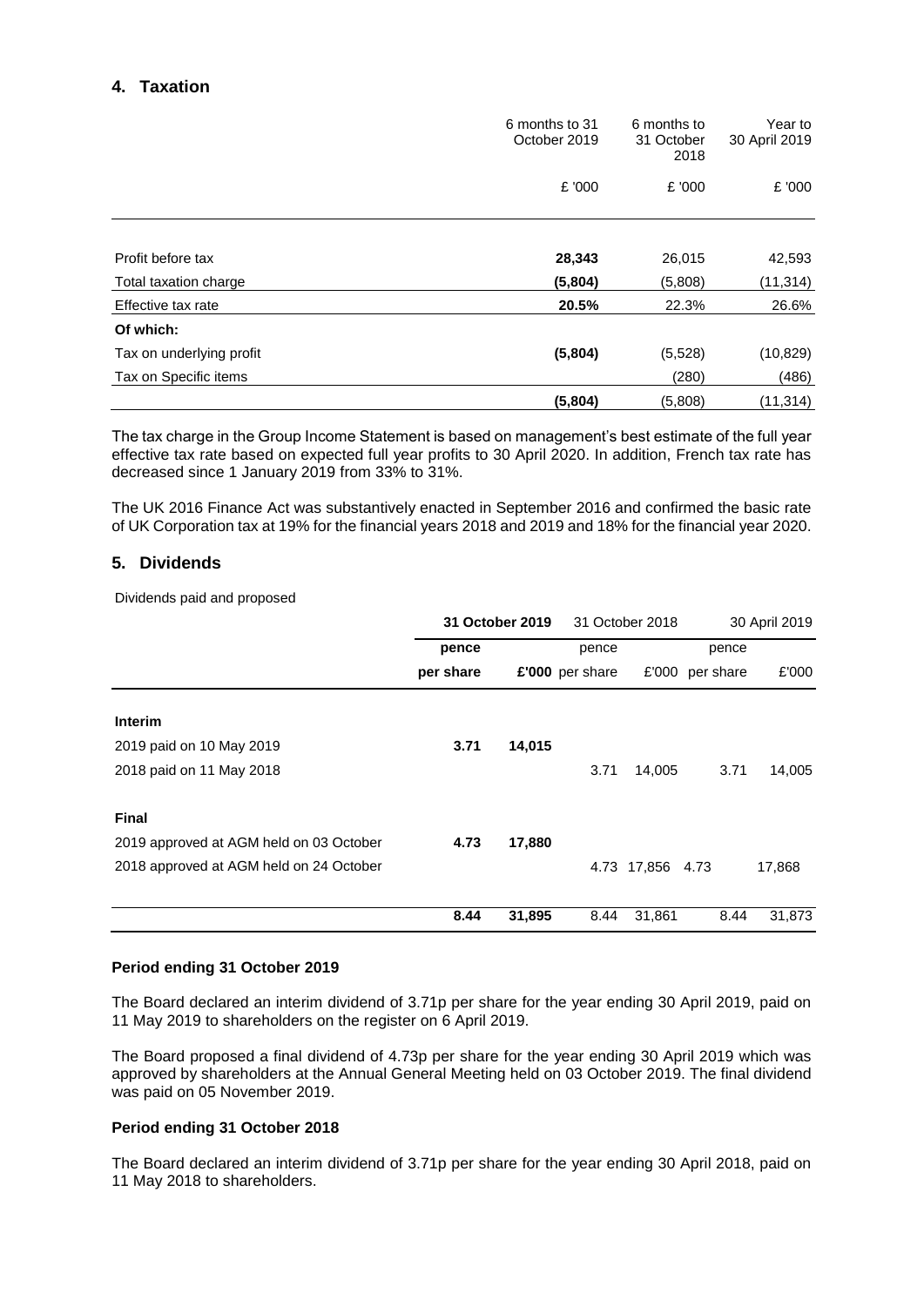## 4. Taxation

| | 6 months to 31 October 2019 | 6 months to 31 October 2018 | Year to 30 April 2019 |
|---|---|---|---|
| | £ '000 | £ '000 | £ '000 |
| Profit before tax | **28,343** | 26,015 | 42,593 |
| Total taxation charge | **(5,804)** | (5,808) | (11,314) |
| Effective tax rate | **20.5%** | 22.3% | 26.6% |
| **Of which:** | | | |
| Tax on underlying profit | **(5,804)** | (5,528) | (10,829) |
| Tax on Specific items | | (280) | (486) |
| | **(5,804)** | (5,808) | (11,314) |

The tax charge in the Group Income Statement is based on management's best estimate of the full year effective tax rate based on expected full year profits to 30 April 2020. In addition, French tax rate has decreased since 1 January 2019 from 33% to 31%.

The UK 2016 Finance Act was substantively enacted in September 2016 and confirmed the basic rate of UK Corporation tax at 19% for the financial years 2018 and 2019 and 18% for the financial year 2020.

## 5. Dividends

Dividends paid and proposed

| | **31 October 2019** | | 31 October 2018 | | 30 April 2019 | |
|---|---|---|---|---|---|---|
| | **pence per share** | **£'000** | pence per share | £'000 | pence per share | £'000 |
| **Interim** | | | | | | |
| 2019 paid on 10 May 2019 | **3.71** | **14,015** | | | | |
| 2018 paid on 11 May 2018 | | | 3.71 | 14,005 | 3.71 | 14,005 |
| **Final** | | | | | | |
| 2019 approved at AGM held on 03 October | **4.73** | **17,880** | | | | |
| 2018 approved at AGM held on 24 October | | | 4.73 | 17,856 | 4.73 | 17,868 |
| | **8.44** | **31,895** | 8.44 | 31,861 | 8.44 | 31,873 |

### Period ending 31 October 2019

The Board declared an interim dividend of 3.71p per share for the year ending 30 April 2019, paid on 11 May 2019 to shareholders on the register on 6 April 2019.

The Board proposed a final dividend of 4.73p per share for the year ending 30 April 2019 which was approved by shareholders at the Annual General Meeting held on 03 October 2019. The final dividend was paid on 05 November 2019.

### Period ending 31 October 2018

The Board declared an interim dividend of 3.71p per share for the year ending 30 April 2018, paid on 11 May 2018 to shareholders.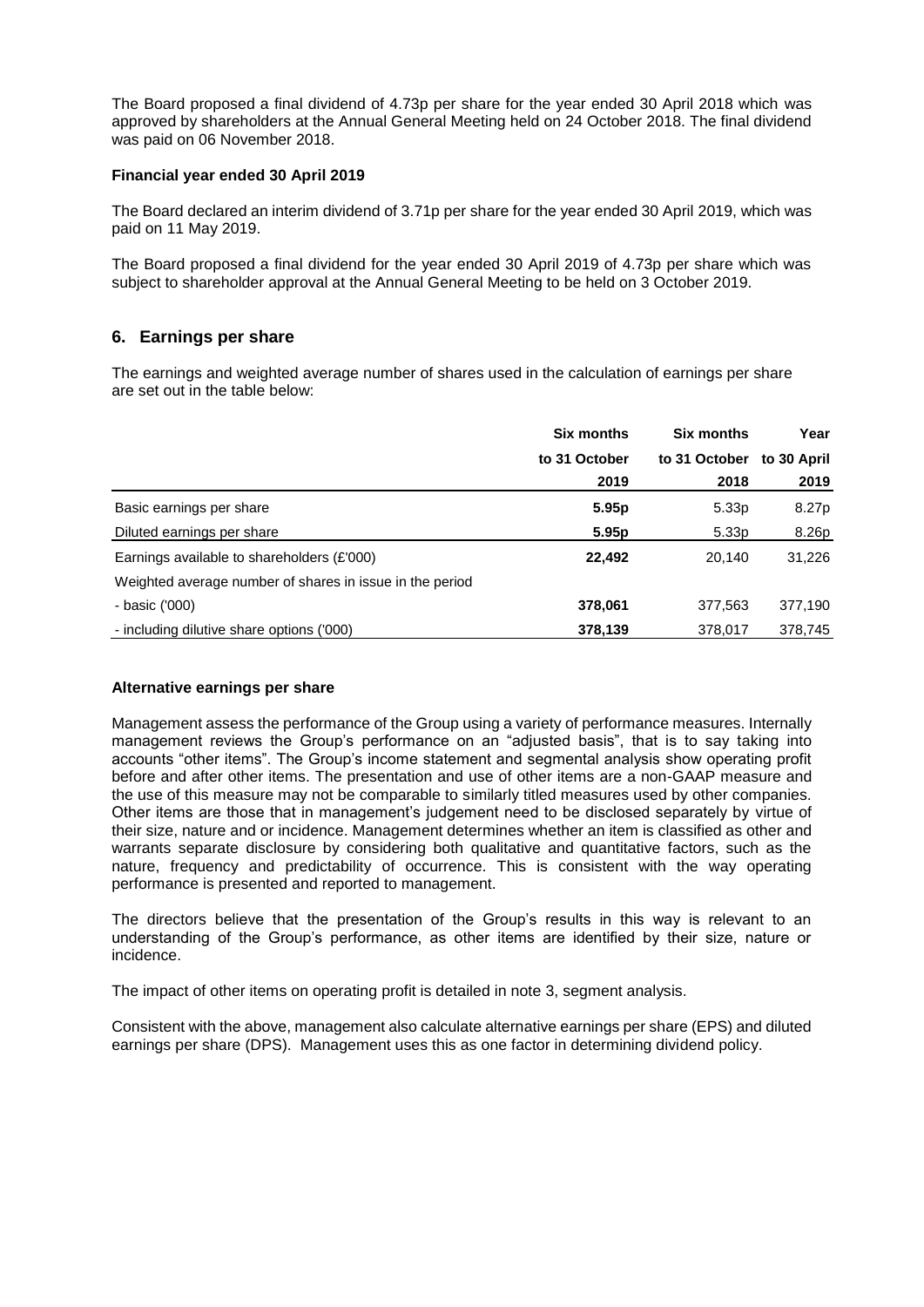The Board proposed a final dividend of 4.73p per share for the year ended 30 April 2018 which was approved by shareholders at the Annual General Meeting held on 24 October 2018. The final dividend was paid on 06 November 2018.

**Financial year ended 30 April 2019**

The Board declared an interim dividend of 3.71p per share for the year ended 30 April 2019, which was paid on 11 May 2019.

The Board proposed a final dividend for the year ended 30 April 2019 of 4.73p per share which was subject to shareholder approval at the Annual General Meeting to be held on 3 October 2019.

## 6. Earnings per share

The earnings and weighted average number of shares used in the calculation of earnings per share are set out in the table below:

| | Six months to 31 October 2019 | Six months to 31 October 2018 | Year to 30 April 2019 |
|---|---|---|---|
| Basic earnings per share | **5.95p** | 5.33p | 8.27p |
| Diluted earnings per share | **5.95p** | 5.33p | 8.26p |
| Earnings available to shareholders (£'000) | **22,492** | 20,140 | 31,226 |
| Weighted average number of shares in issue in the period | | | |
| - basic ('000) | **378,061** | 377,563 | 377,190 |
| - including dilutive share options ('000) | **378,139** | 378,017 | 378,745 |

**Alternative earnings per share**

Management assess the performance of the Group using a variety of performance measures. Internally management reviews the Group's performance on an "adjusted basis", that is to say taking into accounts "other items". The Group's income statement and segmental analysis show operating profit before and after other items. The presentation and use of other items are a non-GAAP measure and the use of this measure may not be comparable to similarly titled measures used by other companies. Other items are those that in management's judgement need to be disclosed separately by virtue of their size, nature and or incidence. Management determines whether an item is classified as other and warrants separate disclosure by considering both qualitative and quantitative factors, such as the nature, frequency and predictability of occurrence. This is consistent with the way operating performance is presented and reported to management.

The directors believe that the presentation of the Group's results in this way is relevant to an understanding of the Group's performance, as other items are identified by their size, nature or incidence.

The impact of other items on operating profit is detailed in note 3, segment analysis.

Consistent with the above, management also calculate alternative earnings per share (EPS) and diluted earnings per share (DPS). Management uses this as one factor in determining dividend policy.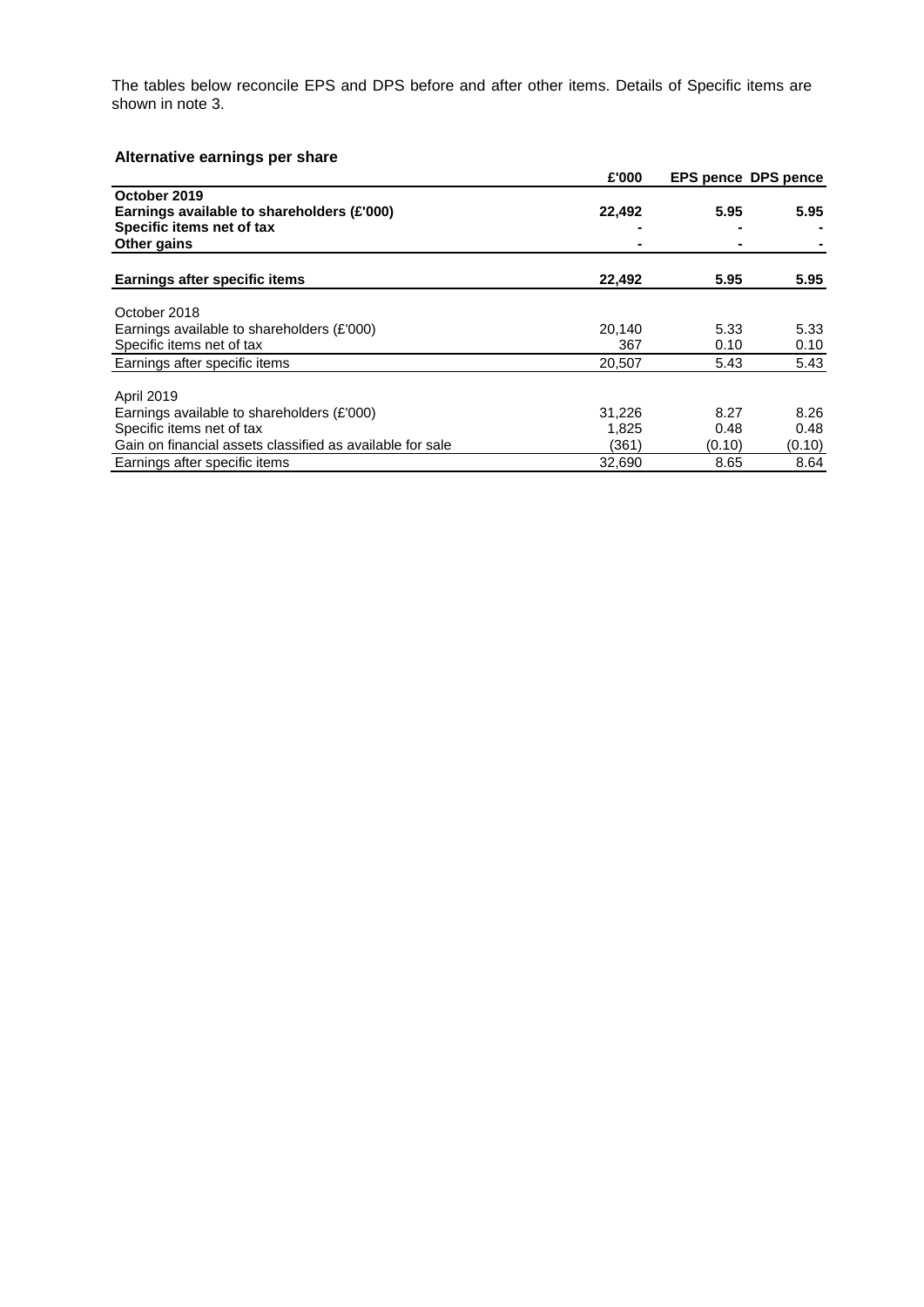The tables below reconcile EPS and DPS before and after other items. Details of Specific items are shown in note 3.

**Alternative earnings per share**

| | £'000 | EPS pence | DPS pence |
|---|---|---|---|
| **October 2019** | | | |
| **Earnings available to shareholders (£'000)** | **22,492** | **5.95** | **5.95** |
| **Specific items net of tax** | **-** | **-** | **-** |
| **Other gains** | **-** | **-** | **-** |
| **Earnings after specific items** | **22,492** | **5.95** | **5.95** |
| October 2018 | | | |
| Earnings available to shareholders (£'000) | 20,140 | 5.33 | 5.33 |
| Specific items net of tax | 367 | 0.10 | 0.10 |
| Earnings after specific items | 20,507 | 5.43 | 5.43 |
| April 2019 | | | |
| Earnings available to shareholders (£'000) | 31,226 | 8.27 | 8.26 |
| Specific items net of tax | 1,825 | 0.48 | 0.48 |
| Gain on financial assets classified as available for sale | (361) | (0.10) | (0.10) |
| Earnings after specific items | 32,690 | 8.65 | 8.64 |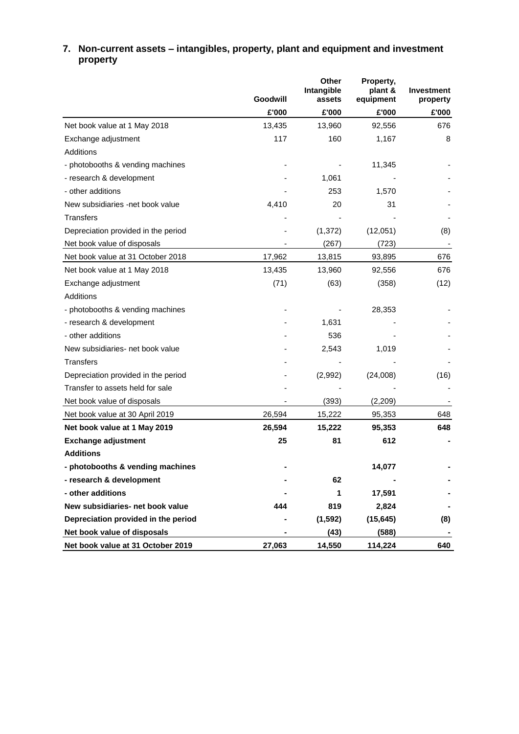## 7. Non-current assets – intangibles, property, plant and equipment and investment property

| | Goodwill | Other Intangible assets | Property, plant & equipment | Investment property |
|---|---|---|---|---|
| | £'000 | £'000 | £'000 | £'000 |
| Net book value at 1 May 2018 | 13,435 | 13,960 | 92,556 | 676 |
| Exchange adjustment | 117 | 160 | 1,167 | 8 |
| Additions | | | | |
| - photobooths & vending machines | - | - | 11,345 | - |
| - research & development | - | 1,061 | - | - |
| - other additions | - | 253 | 1,570 | - |
| New subsidiaries -net book value | 4,410 | 20 | 31 | - |
| Transfers | - | - | - | - |
| Depreciation provided in the period | - | (1,372) | (12,051) | (8) |
| Net book value of disposals | - | (267) | (723) | - |
| Net book value at 31 October 2018 | 17,962 | 13,815 | 93,895 | 676 |
| Net book value at 1 May 2018 | 13,435 | 13,960 | 92,556 | 676 |
| Exchange adjustment | (71) | (63) | (358) | (12) |
| Additions | | | | |
| - photobooths & vending machines | - | - | 28,353 | - |
| - research & development | - | 1,631 | - | - |
| - other additions | - | 536 | - | - |
| New subsidiaries- net book value | - | 2,543 | 1,019 | - |
| Transfers | - | - | - | - |
| Depreciation provided in the period | - | (2,992) | (24,008) | (16) |
| Transfer to assets held for sale | - | - | - | - |
| Net book value of disposals | - | (393) | (2,209) | - |
| Net book value at 30 April 2019 | 26,594 | 15,222 | 95,353 | 648 |
| **Net book value at 1 May 2019** | **26,594** | **15,222** | **95,353** | **648** |
| **Exchange adjustment** | **25** | **81** | **612** | **-** |
| **Additions** | | | | |
| **- photobooths & vending machines** | **-** | | **14,077** | **-** |
| **- research & development** | **-** | **62** | **-** | **-** |
| **- other additions** | **-** | **1** | **17,591** | **-** |
| **New subsidiaries- net book value** | **444** | **819** | **2,824** | **-** |
| **Depreciation provided in the period** | **-** | **(1,592)** | **(15,645)** | **(8)** |
| **Net book value of disposals** | **-** | **(43)** | **(588)** | **-** |
| **Net book value at 31 October 2019** | **27,063** | **14,550** | **114,224** | **640** |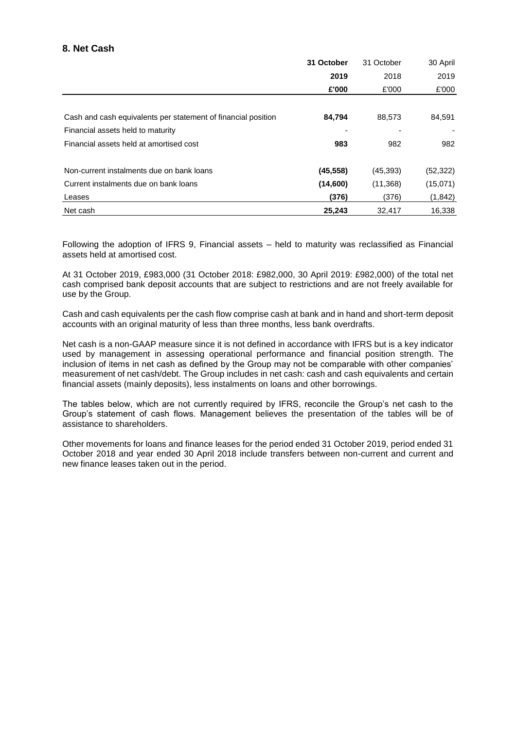## 8. Net Cash

| | **31 October 2019** | 31 October 2018 | 30 April 2019 |
|---|---|---|---|
| | **£'000** | £'000 | £'000 |
| Cash and cash equivalents per statement of financial position | **84,794** | 88,573 | 84,591 |
| Financial assets held to maturity | - | - | - |
| Financial assets held at amortised cost | **983** | 982 | 982 |
| Non-current instalments due on bank loans | **(45,558)** | (45,393) | (52,322) |
| Current instalments due on bank loans | **(14,600)** | (11,368) | (15,071) |
| Leases | **(376)** | (376) | (1,842) |
| Net cash | **25,243** | 32,417 | 16,338 |

Following the adoption of IFRS 9, Financial assets – held to maturity was reclassified as Financial assets held at amortised cost.

At 31 October 2019, £983,000 (31 October 2018: £982,000, 30 April 2019: £982,000) of the total net cash comprised bank deposit accounts that are subject to restrictions and are not freely available for use by the Group.

Cash and cash equivalents per the cash flow comprise cash at bank and in hand and short-term deposit accounts with an original maturity of less than three months, less bank overdrafts.

Net cash is a non-GAAP measure since it is not defined in accordance with IFRS but is a key indicator used by management in assessing operational performance and financial position strength. The inclusion of items in net cash as defined by the Group may not be comparable with other companies' measurement of net cash/debt. The Group includes in net cash: cash and cash equivalents and certain financial assets (mainly deposits), less instalments on loans and other borrowings.

The tables below, which are not currently required by IFRS, reconcile the Group's net cash to the Group's statement of cash flows. Management believes the presentation of the tables will be of assistance to shareholders.

Other movements for loans and finance leases for the period ended 31 October 2019, period ended 31 October 2018 and year ended 30 April 2018 include transfers between non-current and current and new finance leases taken out in the period.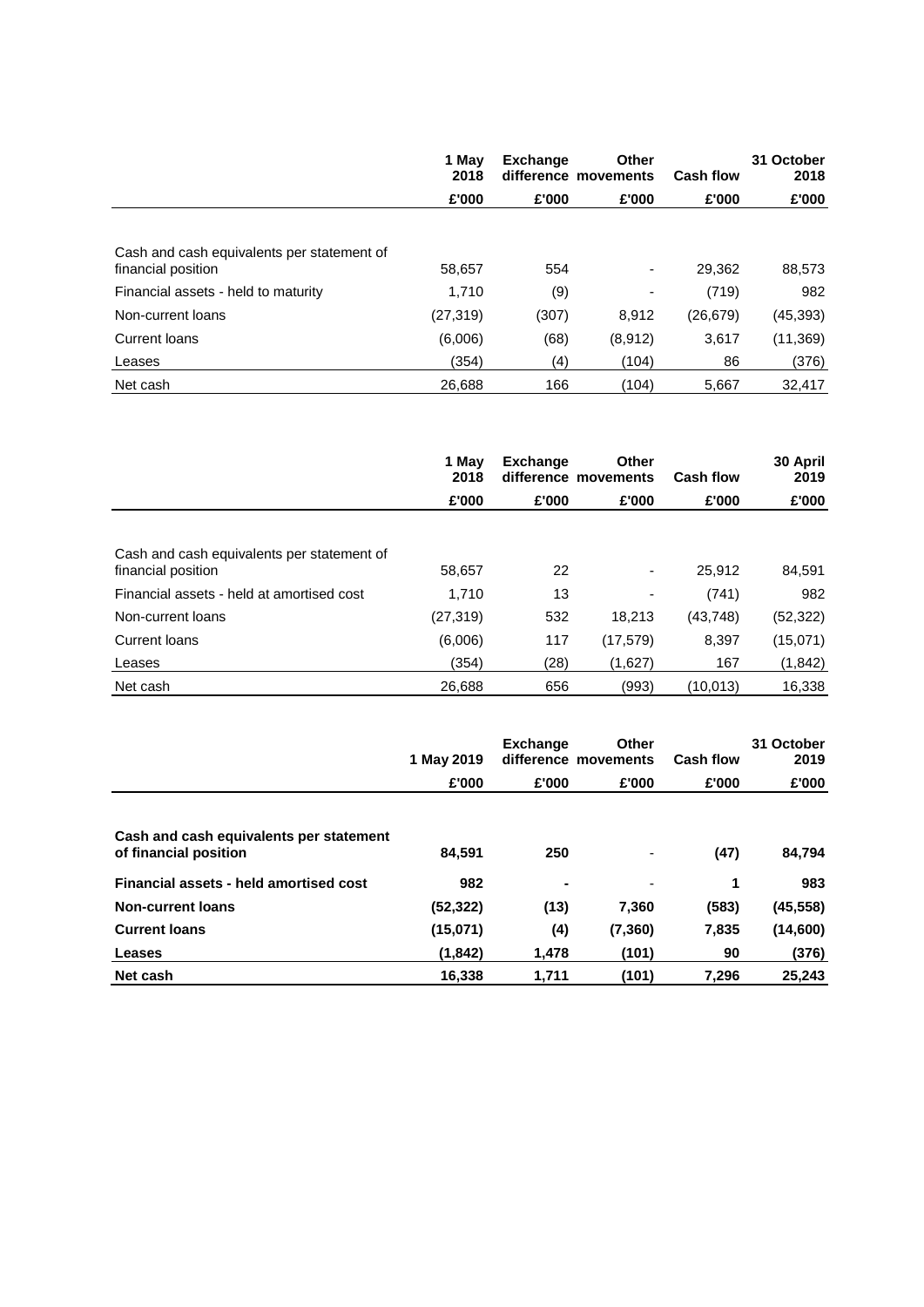| | 1 May 2018 | Exchange difference | Other movements | Cash flow | 31 October 2018 |
|---|---|---|---|---|---|
| | £'000 | £'000 | £'000 | £'000 | £'000 |
| Cash and cash equivalents per statement of financial position | 58,657 | 554 | - | 29,362 | 88,573 |
| Financial assets - held to maturity | 1,710 | (9) | - | (719) | 982 |
| Non-current loans | (27,319) | (307) | 8,912 | (26,679) | (45,393) |
| Current loans | (6,006) | (68) | (8,912) | 3,617 | (11,369) |
| Leases | (354) | (4) | (104) | 86 | (376) |
| Net cash | 26,688 | 166 | (104) | 5,667 | 32,417 |

| | 1 May 2018 | Exchange difference | Other movements | Cash flow | 30 April 2019 |
|---|---|---|---|---|---|
| | £'000 | £'000 | £'000 | £'000 | £'000 |
| Cash and cash equivalents per statement of financial position | 58,657 | 22 | - | 25,912 | 84,591 |
| Financial assets - held at amortised cost | 1,710 | 13 | - | (741) | 982 |
| Non-current loans | (27,319) | 532 | 18,213 | (43,748) | (52,322) |
| Current loans | (6,006) | 117 | (17,579) | 8,397 | (15,071) |
| Leases | (354) | (28) | (1,627) | 167 | (1,842) |
| Net cash | 26,688 | 656 | (993) | (10,013) | 16,338 |

| | 1 May 2019 | Exchange difference | Other movements | Cash flow | 31 October 2019 |
|---|---|---|---|---|---|
| | £'000 | £'000 | £'000 | £'000 | £'000 |
| **Cash and cash equivalents per statement of financial position** | **84,591** | **250** | - | **(47)** | **84,794** |
| **Financial assets - held amortised cost** | **982** | **-** | - | **1** | **983** |
| **Non-current loans** | **(52,322)** | **(13)** | **7,360** | **(583)** | **(45,558)** |
| **Current loans** | **(15,071)** | **(4)** | **(7,360)** | **7,835** | **(14,600)** |
| **Leases** | **(1,842)** | **1,478** | **(101)** | **90** | **(376)** |
| **Net cash** | **16,338** | **1,711** | **(101)** | **7,296** | **25,243** |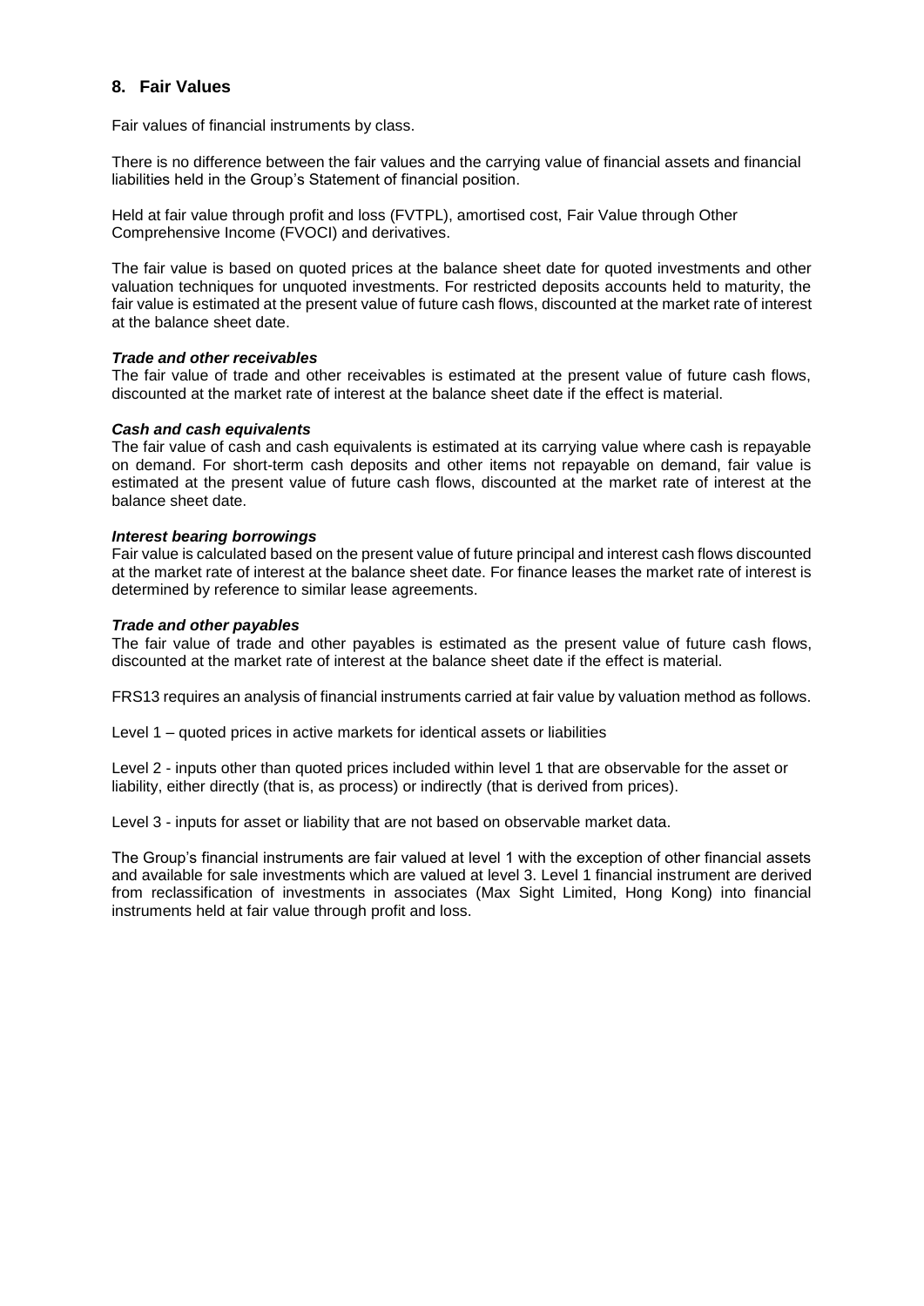## 8. Fair Values

Fair values of financial instruments by class.

There is no difference between the fair values and the carrying value of financial assets and financial liabilities held in the Group's Statement of financial position.

Held at fair value through profit and loss (FVTPL), amortised cost, Fair Value through Other Comprehensive Income (FVOCI) and derivatives.

The fair value is based on quoted prices at the balance sheet date for quoted investments and other valuation techniques for unquoted investments. For restricted deposits accounts held to maturity, the fair value is estimated at the present value of future cash flows, discounted at the market rate of interest at the balance sheet date.

***Trade and other receivables***
The fair value of trade and other receivables is estimated at the present value of future cash flows, discounted at the market rate of interest at the balance sheet date if the effect is material.

***Cash and cash equivalents***
The fair value of cash and cash equivalents is estimated at its carrying value where cash is repayable on demand. For short-term cash deposits and other items not repayable on demand, fair value is estimated at the present value of future cash flows, discounted at the market rate of interest at the balance sheet date.

***Interest bearing borrowings***
Fair value is calculated based on the present value of future principal and interest cash flows discounted at the market rate of interest at the balance sheet date. For finance leases the market rate of interest is determined by reference to similar lease agreements.

***Trade and other payables***
The fair value of trade and other payables is estimated as the present value of future cash flows, discounted at the market rate of interest at the balance sheet date if the effect is material.

FRS13 requires an analysis of financial instruments carried at fair value by valuation method as follows.

Level 1 – quoted prices in active markets for identical assets or liabilities

Level 2 - inputs other than quoted prices included within level 1 that are observable for the asset or liability, either directly (that is, as process) or indirectly (that is derived from prices).

Level 3 - inputs for asset or liability that are not based on observable market data.

The Group's financial instruments are fair valued at level 1 with the exception of other financial assets and available for sale investments which are valued at level 3. Level 1 financial instrument are derived from reclassification of investments in associates (Max Sight Limited, Hong Kong) into financial instruments held at fair value through profit and loss.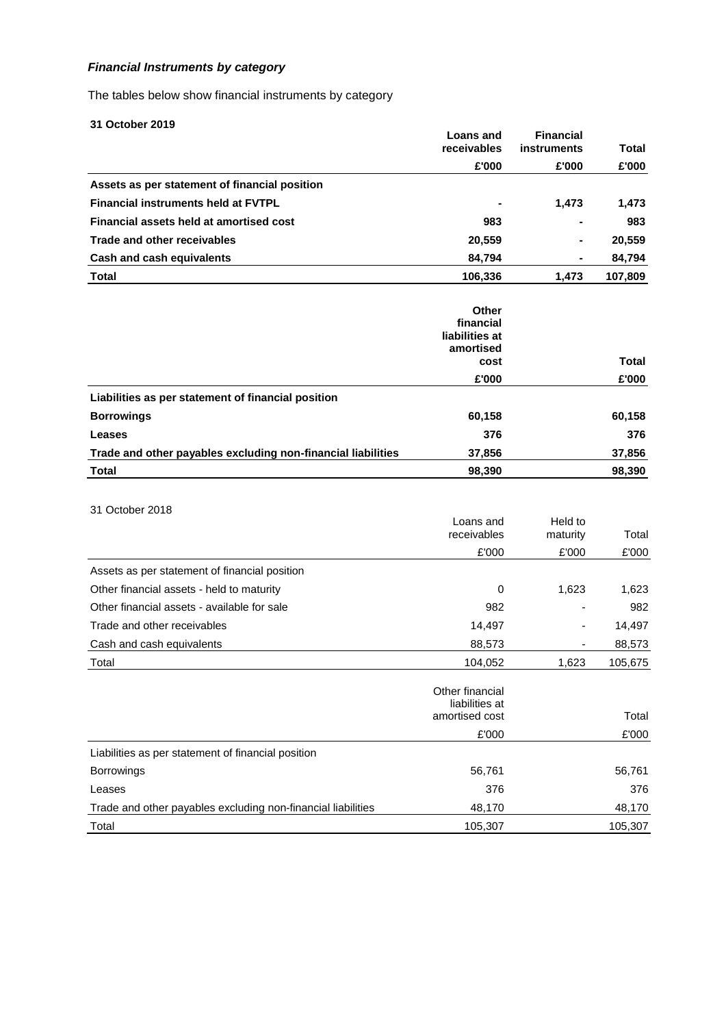***Financial Instruments by category***

The tables below show financial instruments by category

**31 October 2019**

| | **Loans and receivables** | **Financial instruments** | **Total** |
|---|---|---|---|
| | **£'000** | **£'000** | **£'000** |
| **Assets as per statement of financial position** | | | |
| **Financial instruments held at FVTPL** | **-** | **1,473** | **1,473** |
| **Financial assets held at amortised cost** | **983** | **-** | **983** |
| **Trade and other receivables** | **20,559** | **-** | **20,559** |
| **Cash and cash equivalents** | **84,794** | **-** | **84,794** |
| **Total** | **106,336** | **1,473** | **107,809** |

| | **Other financial liabilities at amortised cost** | **Total** |
|---|---|---|
| | **£'000** | **£'000** |
| **Liabilities as per statement of financial position** | | |
| **Borrowings** | **60,158** | **60,158** |
| **Leases** | **376** | **376** |
| **Trade and other payables excluding non-financial liabilities** | **37,856** | **37,856** |
| **Total** | **98,390** | **98,390** |

31 October 2018

| | Loans and receivables | Held to maturity | Total |
|---|---|---|---|
| | £'000 | £'000 | £'000 |
| Assets as per statement of financial position | | | |
| Other financial assets - held to maturity | 0 | 1,623 | 1,623 |
| Other financial assets - available for sale | 982 | - | 982 |
| Trade and other receivables | 14,497 | - | 14,497 |
| Cash and cash equivalents | 88,573 | - | 88,573 |
| Total | 104,052 | 1,623 | 105,675 |

| | Other financial liabilities at amortised cost | Total |
|---|---|---|
| | £'000 | £'000 |
| Liabilities as per statement of financial position | | |
| Borrowings | 56,761 | 56,761 |
| Leases | 376 | 376 |
| Trade and other payables excluding non-financial liabilities | 48,170 | 48,170 |
| Total | 105,307 | 105,307 |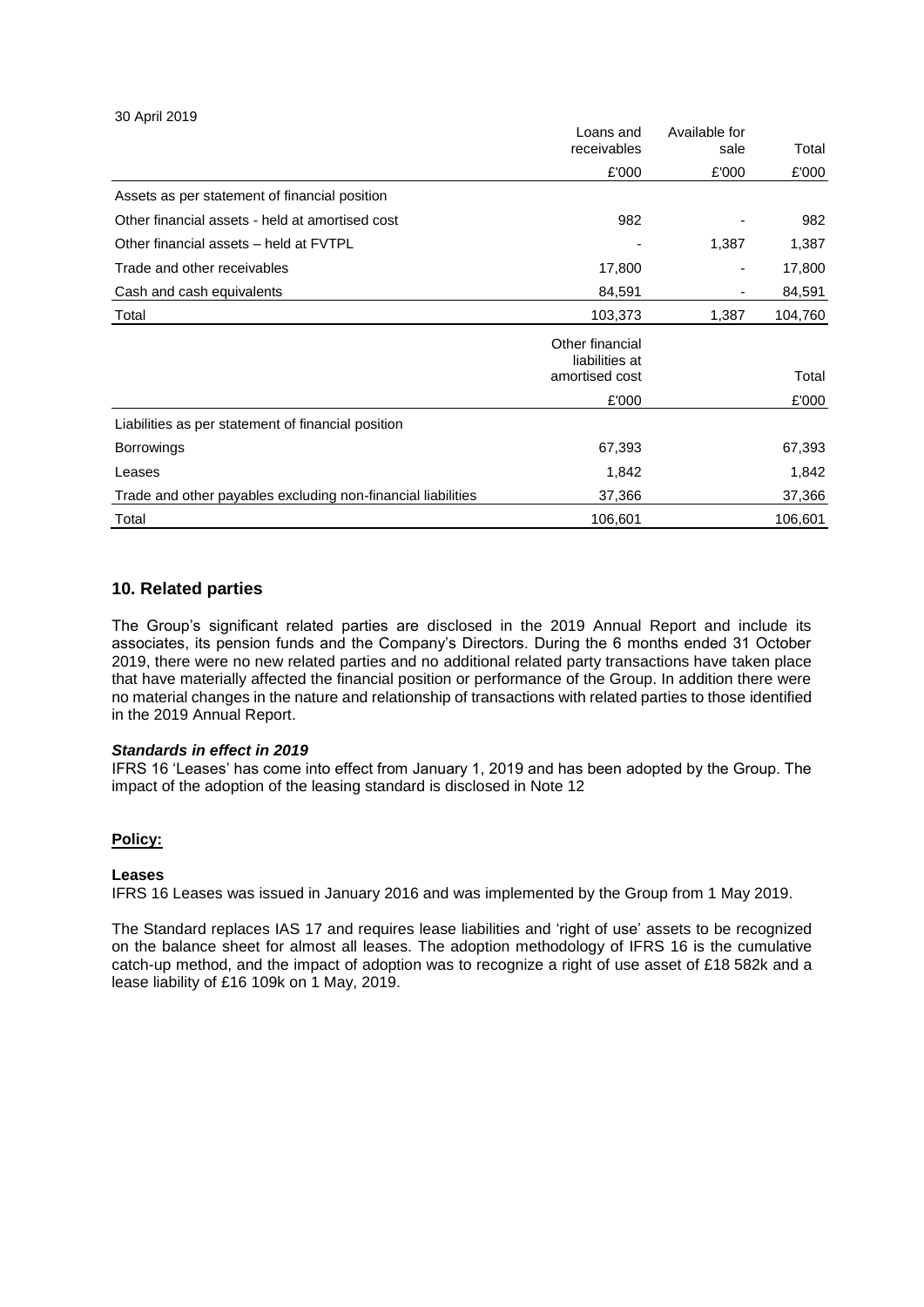30 April 2019

| | Loans and receivables | Available for sale | Total |
|---|---|---|---|
| | £'000 | £'000 | £'000 |
| Assets as per statement of financial position | | | |
| Other financial assets - held at amortised cost | 982 | - | 982 |
| Other financial assets – held at FVTPL | - | 1,387 | 1,387 |
| Trade and other receivables | 17,800 | - | 17,800 |
| Cash and cash equivalents | 84,591 | - | 84,591 |
| Total | 103,373 | 1,387 | 104,760 |

| | Other financial liabilities at amortised cost | Total |
|---|---|---|
| | £'000 | £'000 |
| Liabilities as per statement of financial position | | |
| Borrowings | 67,393 | 67,393 |
| Leases | 1,842 | 1,842 |
| Trade and other payables excluding non-financial liabilities | 37,366 | 37,366 |
| Total | 106,601 | 106,601 |

## 10. Related parties

The Group's significant related parties are disclosed in the 2019 Annual Report and include its associates, its pension funds and the Company's Directors. During the 6 months ended 31 October 2019, there were no new related parties and no additional related party transactions have taken place that have materially affected the financial position or performance of the Group. In addition there were no material changes in the nature and relationship of transactions with related parties to those identified in the 2019 Annual Report.

***Standards in effect in 2019***

IFRS 16 'Leases' has come into effect from January 1, 2019 and has been adopted by the Group. The impact of the adoption of the leasing standard is disclosed in Note 12

**Policy:**

**Leases**

IFRS 16 Leases was issued in January 2016 and was implemented by the Group from 1 May 2019.

The Standard replaces IAS 17 and requires lease liabilities and 'right of use' assets to be recognized on the balance sheet for almost all leases. The adoption methodology of IFRS 16 is the cumulative catch-up method, and the impact of adoption was to recognize a right of use asset of £18 582k and a lease liability of £16 109k on 1 May, 2019.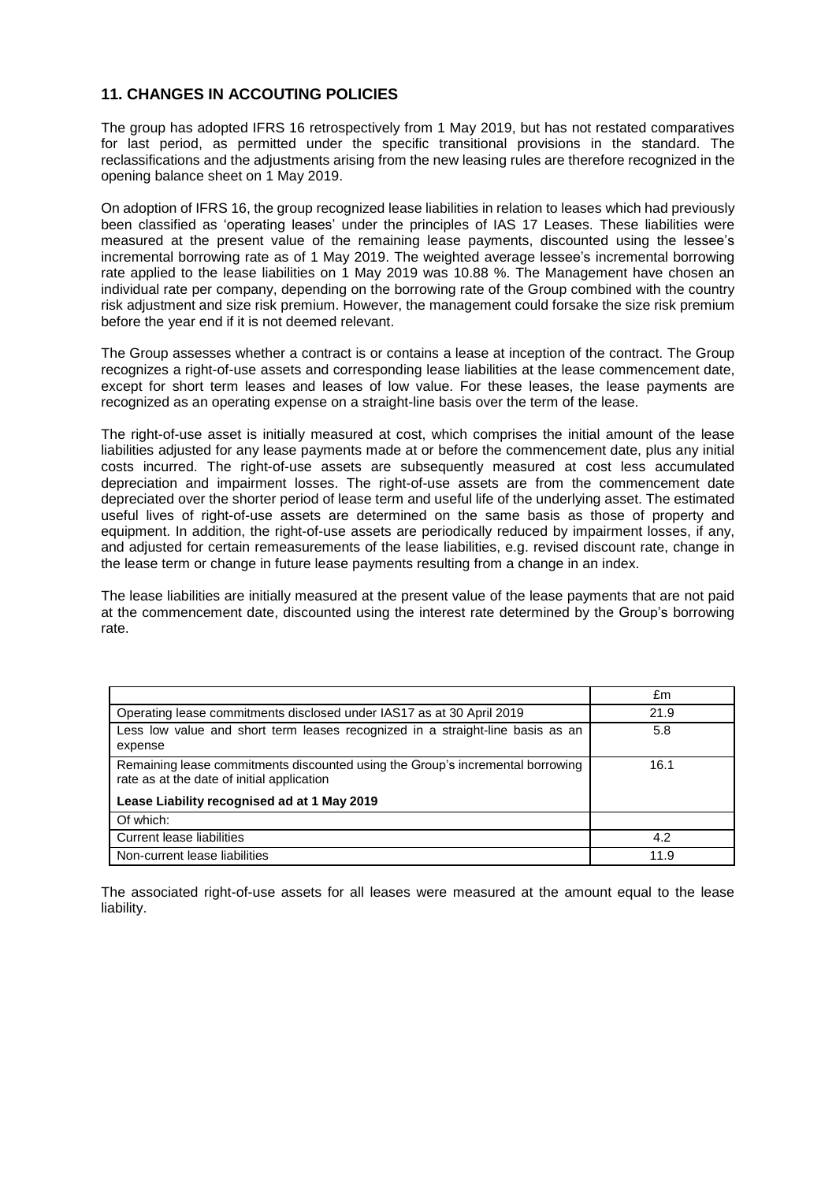## 11. CHANGES IN ACCOUTING POLICIES

The group has adopted IFRS 16 retrospectively from 1 May 2019, but has not restated comparatives for last period, as permitted under the specific transitional provisions in the standard. The reclassifications and the adjustments arising from the new leasing rules are therefore recognized in the opening balance sheet on 1 May 2019.

On adoption of IFRS 16, the group recognized lease liabilities in relation to leases which had previously been classified as 'operating leases' under the principles of IAS 17 Leases. These liabilities were measured at the present value of the remaining lease payments, discounted using the lessee's incremental borrowing rate as of 1 May 2019. The weighted average lessee's incremental borrowing rate applied to the lease liabilities on 1 May 2019 was 10.88 %. The Management have chosen an individual rate per company, depending on the borrowing rate of the Group combined with the country risk adjustment and size risk premium. However, the management could forsake the size risk premium before the year end if it is not deemed relevant.

The Group assesses whether a contract is or contains a lease at inception of the contract. The Group recognizes a right-of-use assets and corresponding lease liabilities at the lease commencement date, except for short term leases and leases of low value. For these leases, the lease payments are recognized as an operating expense on a straight-line basis over the term of the lease.

The right-of-use asset is initially measured at cost, which comprises the initial amount of the lease liabilities adjusted for any lease payments made at or before the commencement date, plus any initial costs incurred. The right-of-use assets are subsequently measured at cost less accumulated depreciation and impairment losses. The right-of-use assets are from the commencement date depreciated over the shorter period of lease term and useful life of the underlying asset. The estimated useful lives of right-of-use assets are determined on the same basis as those of property and equipment. In addition, the right-of-use assets are periodically reduced by impairment losses, if any, and adjusted for certain remeasurements of the lease liabilities, e.g. revised discount rate, change in the lease term or change in future lease payments resulting from a change in an index.

The lease liabilities are initially measured at the present value of the lease payments that are not paid at the commencement date, discounted using the interest rate determined by the Group's borrowing rate.

| | £m |
|---|---|
| Operating lease commitments disclosed under IAS17 as at 30 April 2019 | 21.9 |
| Less low value and short term leases recognized in a straight-line basis as an expense | 5.8 |
| Remaining lease commitments discounted using the Group's incremental borrowing rate as at the date of initial application | 16.1 |
| **Lease Liability recognised ad at 1 May 2019** | |
| Of which: | |
| Current lease liabilities | 4.2 |
| Non-current lease liabilities | 11.9 |

The associated right-of-use assets for all leases were measured at the amount equal to the lease liability.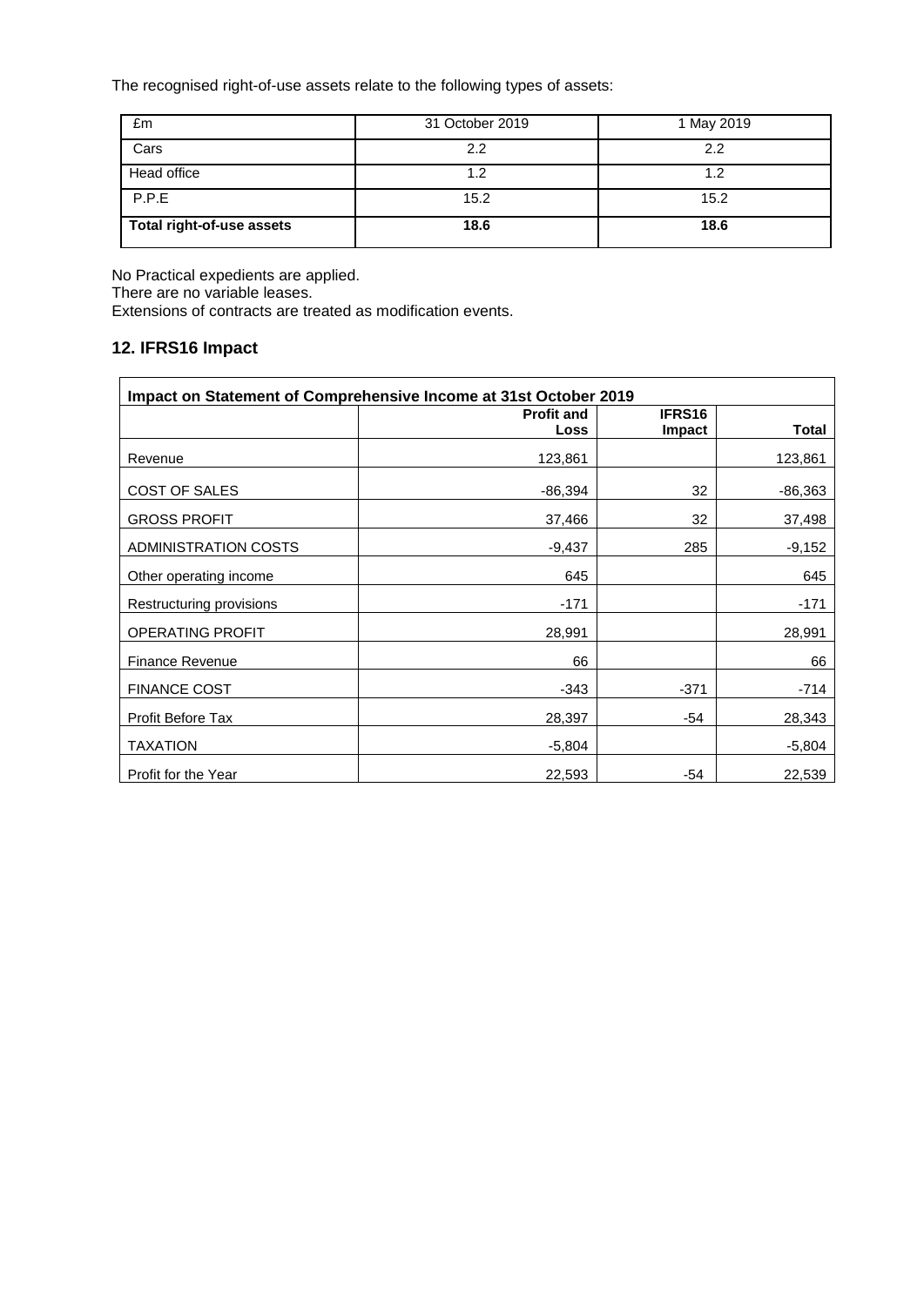The recognised right-of-use assets relate to the following types of assets:

| £m | 31 October 2019 | 1 May 2019 |
|---|---|---|
| Cars | 2.2 | 2.2 |
| Head office | 1.2 | 1.2 |
| P.P.E | 15.2 | 15.2 |
| **Total right-of-use assets** | **18.6** | **18.6** |

No Practical expedients are applied.
There are no variable leases.
Extensions of contracts are treated as modification events.

## 12. IFRS16 Impact

| Impact on Statement of Comprehensive Income at 31st October 2019 | | | |
|---|---|---|---|
| | **Profit and Loss** | **IFRS16 Impact** | **Total** |
| Revenue | 123,861 | | 123,861 |
| COST OF SALES | -86,394 | 32 | -86,363 |
| GROSS PROFIT | 37,466 | 32 | 37,498 |
| ADMINISTRATION COSTS | -9,437 | 285 | -9,152 |
| Other operating income | 645 | | 645 |
| Restructuring provisions | -171 | | -171 |
| OPERATING PROFIT | 28,991 | | 28,991 |
| Finance Revenue | 66 | | 66 |
| FINANCE COST | -343 | -371 | -714 |
| Profit Before Tax | 28,397 | -54 | 28,343 |
| TAXATION | -5,804 | | -5,804 |
| Profit for the Year | 22,593 | -54 | 22,539 |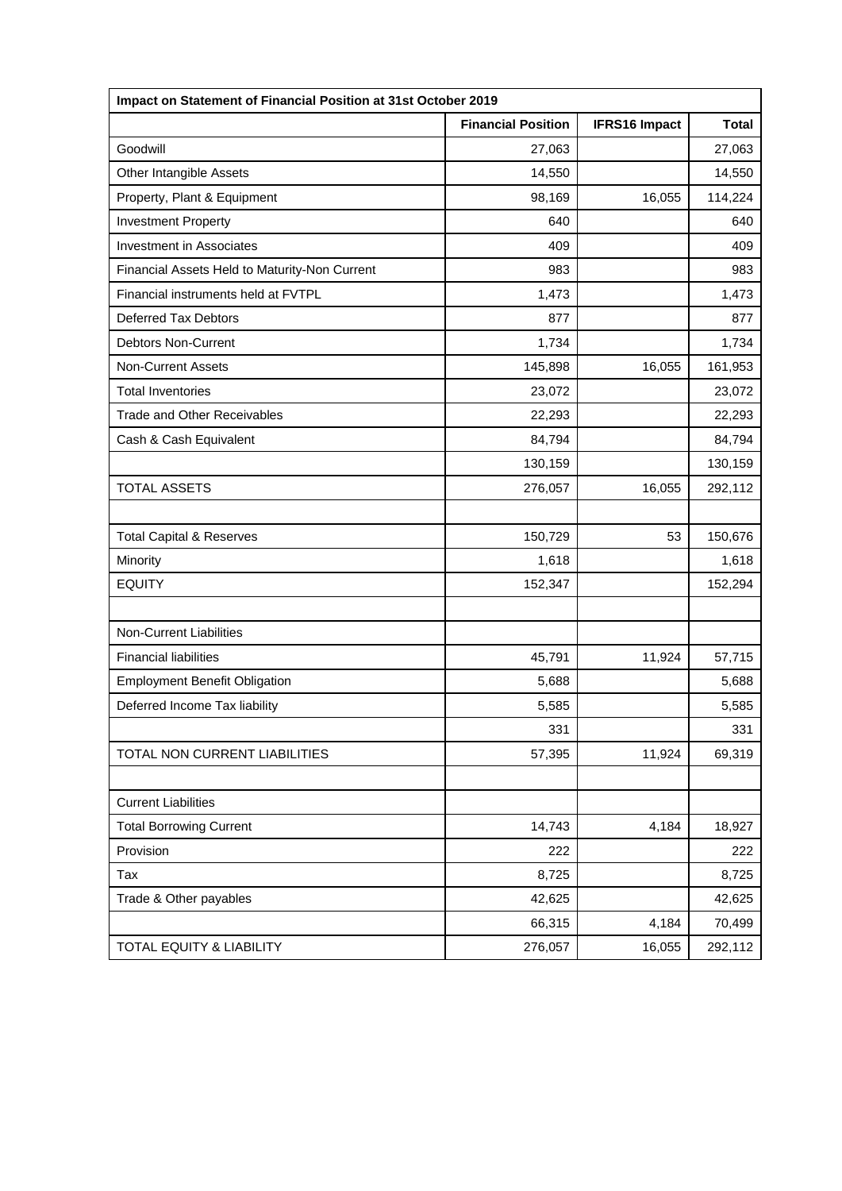| Impact on Statement of Financial Position at 31st October 2019 | | | |
|---|---|---|---|
| | **Financial Position** | **IFRS16 Impact** | **Total** |
| Goodwill | 27,063 | | 27,063 |
| Other Intangible Assets | 14,550 | | 14,550 |
| Property, Plant & Equipment | 98,169 | 16,055 | 114,224 |
| Investment Property | 640 | | 640 |
| Investment in Associates | 409 | | 409 |
| Financial Assets Held to Maturity-Non Current | 983 | | 983 |
| Financial instruments held at FVTPL | 1,473 | | 1,473 |
| Deferred Tax Debtors | 877 | | 877 |
| Debtors Non-Current | 1,734 | | 1,734 |
| Non-Current Assets | 145,898 | 16,055 | 161,953 |
| Total Inventories | 23,072 | | 23,072 |
| Trade and Other Receivables | 22,293 | | 22,293 |
| Cash & Cash Equivalent | 84,794 | | 84,794 |
| | 130,159 | | 130,159 |
| TOTAL ASSETS | 276,057 | 16,055 | 292,112 |
| | | | |
| Total Capital & Reserves | 150,729 | 53 | 150,676 |
| Minority | 1,618 | | 1,618 |
| EQUITY | 152,347 | | 152,294 |
| | | | |
| Non-Current Liabilities | | | |
| Financial liabilities | 45,791 | 11,924 | 57,715 |
| Employment Benefit Obligation | 5,688 | | 5,688 |
| Deferred Income Tax liability | 5,585 | | 5,585 |
| | 331 | | 331 |
| TOTAL NON CURRENT LIABILITIES | 57,395 | 11,924 | 69,319 |
| | | | |
| Current Liabilities | | | |
| Total Borrowing Current | 14,743 | 4,184 | 18,927 |
| Provision | 222 | | 222 |
| Tax | 8,725 | | 8,725 |
| Trade & Other payables | 42,625 | | 42,625 |
| | 66,315 | 4,184 | 70,499 |
| TOTAL EQUITY & LIABILITY | 276,057 | 16,055 | 292,112 |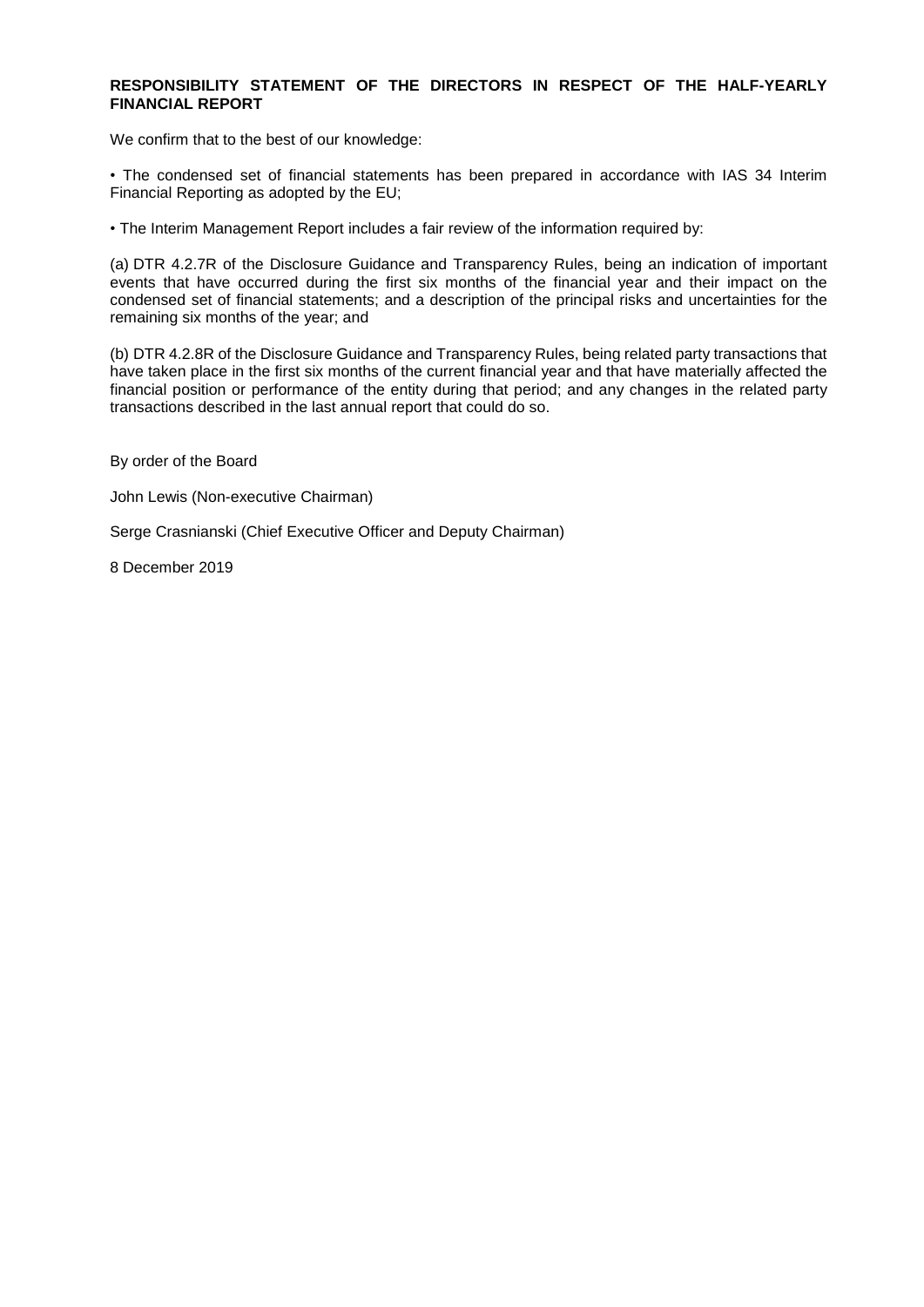## RESPONSIBILITY STATEMENT OF THE DIRECTORS IN RESPECT OF THE HALF-YEARLY FINANCIAL REPORT

We confirm that to the best of our knowledge:

• The condensed set of financial statements has been prepared in accordance with IAS 34 Interim Financial Reporting as adopted by the EU;

• The Interim Management Report includes a fair review of the information required by:

(a) DTR 4.2.7R of the Disclosure Guidance and Transparency Rules, being an indication of important events that have occurred during the first six months of the financial year and their impact on the condensed set of financial statements; and a description of the principal risks and uncertainties for the remaining six months of the year; and

(b) DTR 4.2.8R of the Disclosure Guidance and Transparency Rules, being related party transactions that have taken place in the first six months of the current financial year and that have materially affected the financial position or performance of the entity during that period; and any changes in the related party transactions described in the last annual report that could do so.

By order of the Board

John Lewis (Non-executive Chairman)

Serge Crasnianski (Chief Executive Officer and Deputy Chairman)

8 December 2019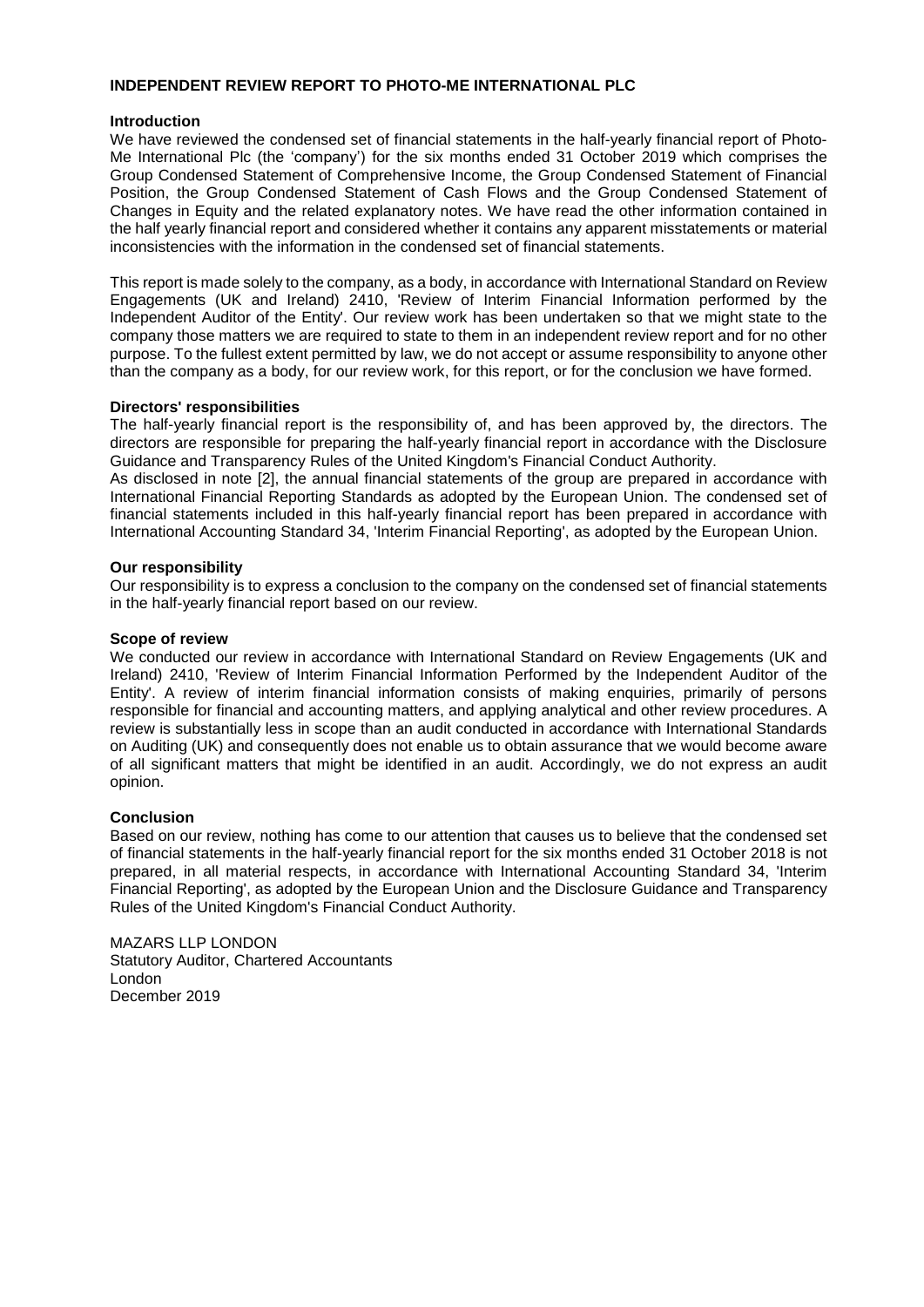# INDEPENDENT REVIEW REPORT TO PHOTO-ME INTERNATIONAL PLC

## Introduction

We have reviewed the condensed set of financial statements in the half-yearly financial report of Photo-Me International Plc (the 'company') for the six months ended 31 October 2019 which comprises the Group Condensed Statement of Comprehensive Income, the Group Condensed Statement of Financial Position, the Group Condensed Statement of Cash Flows and the Group Condensed Statement of Changes in Equity and the related explanatory notes. We have read the other information contained in the half yearly financial report and considered whether it contains any apparent misstatements or material inconsistencies with the information in the condensed set of financial statements.

This report is made solely to the company, as a body, in accordance with International Standard on Review Engagements (UK and Ireland) 2410, 'Review of Interim Financial Information performed by the Independent Auditor of the Entity'. Our review work has been undertaken so that we might state to the company those matters we are required to state to them in an independent review report and for no other purpose. To the fullest extent permitted by law, we do not accept or assume responsibility to anyone other than the company as a body, for our review work, for this report, or for the conclusion we have formed.

## Directors' responsibilities

The half-yearly financial report is the responsibility of, and has been approved by, the directors. The directors are responsible for preparing the half-yearly financial report in accordance with the Disclosure Guidance and Transparency Rules of the United Kingdom's Financial Conduct Authority.

As disclosed in note [2], the annual financial statements of the group are prepared in accordance with International Financial Reporting Standards as adopted by the European Union. The condensed set of financial statements included in this half-yearly financial report has been prepared in accordance with International Accounting Standard 34, 'Interim Financial Reporting', as adopted by the European Union.

## Our responsibility

Our responsibility is to express a conclusion to the company on the condensed set of financial statements in the half-yearly financial report based on our review.

## Scope of review

We conducted our review in accordance with International Standard on Review Engagements (UK and Ireland) 2410, 'Review of Interim Financial Information Performed by the Independent Auditor of the Entity'. A review of interim financial information consists of making enquiries, primarily of persons responsible for financial and accounting matters, and applying analytical and other review procedures. A review is substantially less in scope than an audit conducted in accordance with International Standards on Auditing (UK) and consequently does not enable us to obtain assurance that we would become aware of all significant matters that might be identified in an audit. Accordingly, we do not express an audit opinion.

## Conclusion

Based on our review, nothing has come to our attention that causes us to believe that the condensed set of financial statements in the half-yearly financial report for the six months ended 31 October 2018 is not prepared, in all material respects, in accordance with International Accounting Standard 34, 'Interim Financial Reporting', as adopted by the European Union and the Disclosure Guidance and Transparency Rules of the United Kingdom's Financial Conduct Authority.

MAZARS LLP LONDON
Statutory Auditor, Chartered Accountants
London
December 2019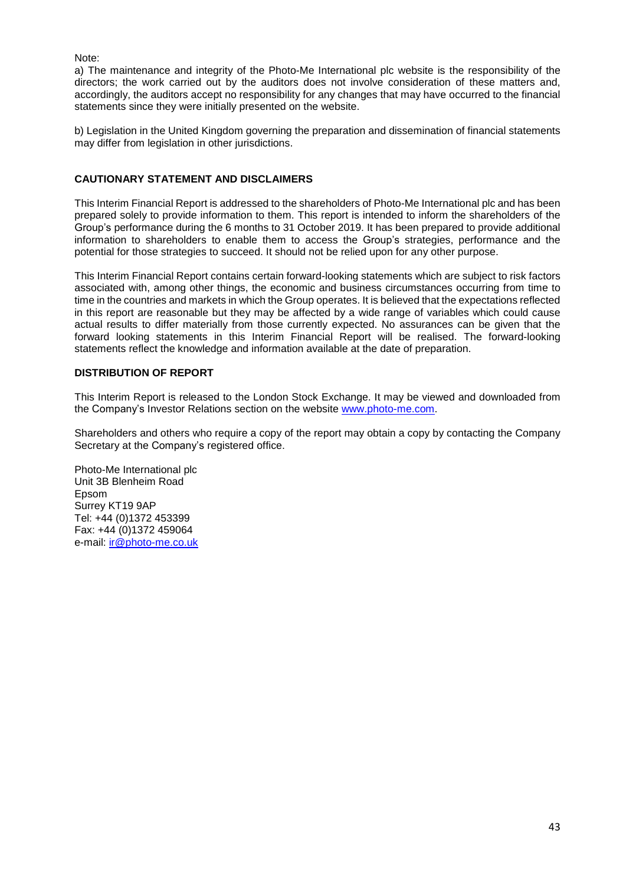Note:

a) The maintenance and integrity of the Photo-Me International plc website is the responsibility of the directors; the work carried out by the auditors does not involve consideration of these matters and, accordingly, the auditors accept no responsibility for any changes that may have occurred to the financial statements since they were initially presented on the website.

b) Legislation in the United Kingdom governing the preparation and dissemination of financial statements may differ from legislation in other jurisdictions.

## CAUTIONARY STATEMENT AND DISCLAIMERS

This Interim Financial Report is addressed to the shareholders of Photo-Me International plc and has been prepared solely to provide information to them. This report is intended to inform the shareholders of the Group's performance during the 6 months to 31 October 2019. It has been prepared to provide additional information to shareholders to enable them to access the Group's strategies, performance and the potential for those strategies to succeed. It should not be relied upon for any other purpose.

This Interim Financial Report contains certain forward-looking statements which are subject to risk factors associated with, among other things, the economic and business circumstances occurring from time to time in the countries and markets in which the Group operates. It is believed that the expectations reflected in this report are reasonable but they may be affected by a wide range of variables which could cause actual results to differ materially from those currently expected. No assurances can be given that the forward looking statements in this Interim Financial Report will be realised. The forward-looking statements reflect the knowledge and information available at the date of preparation.

## DISTRIBUTION OF REPORT

This Interim Report is released to the London Stock Exchange. It may be viewed and downloaded from the Company's Investor Relations section on the website www.photo-me.com.

Shareholders and others who require a copy of the report may obtain a copy by contacting the Company Secretary at the Company's registered office.

Photo-Me International plc
Unit 3B Blenheim Road
Epsom
Surrey KT19 9AP
Tel: +44 (0)1372 453399
Fax: +44 (0)1372 459064
e-mail: ir@photo-me.co.uk